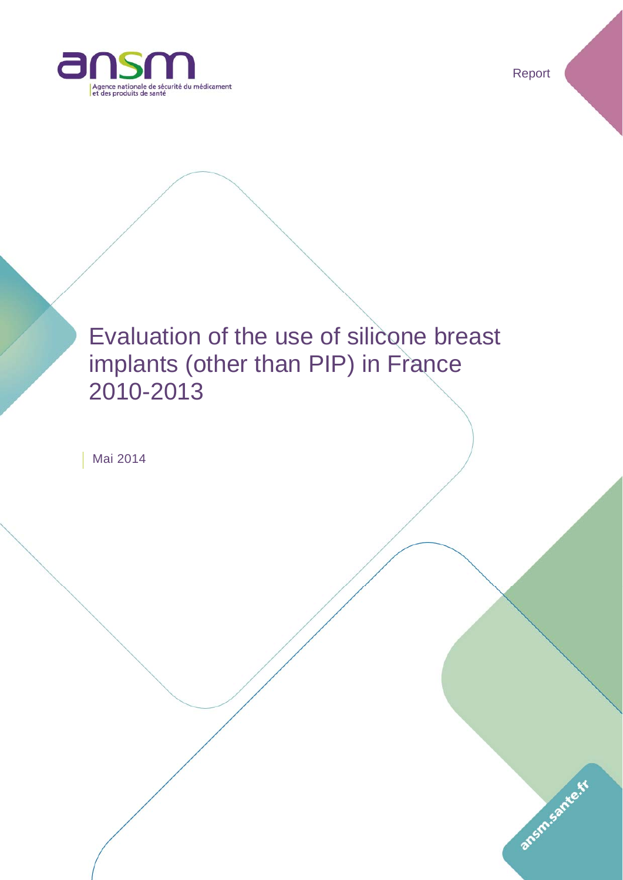ansm

Agence nationale de sécurité du médicament et des produits de santé

Report

# Evaluation of the use of silicone breast implants (other than PIP) in France 2010-2013

Mai 2014

ansm.sante.fr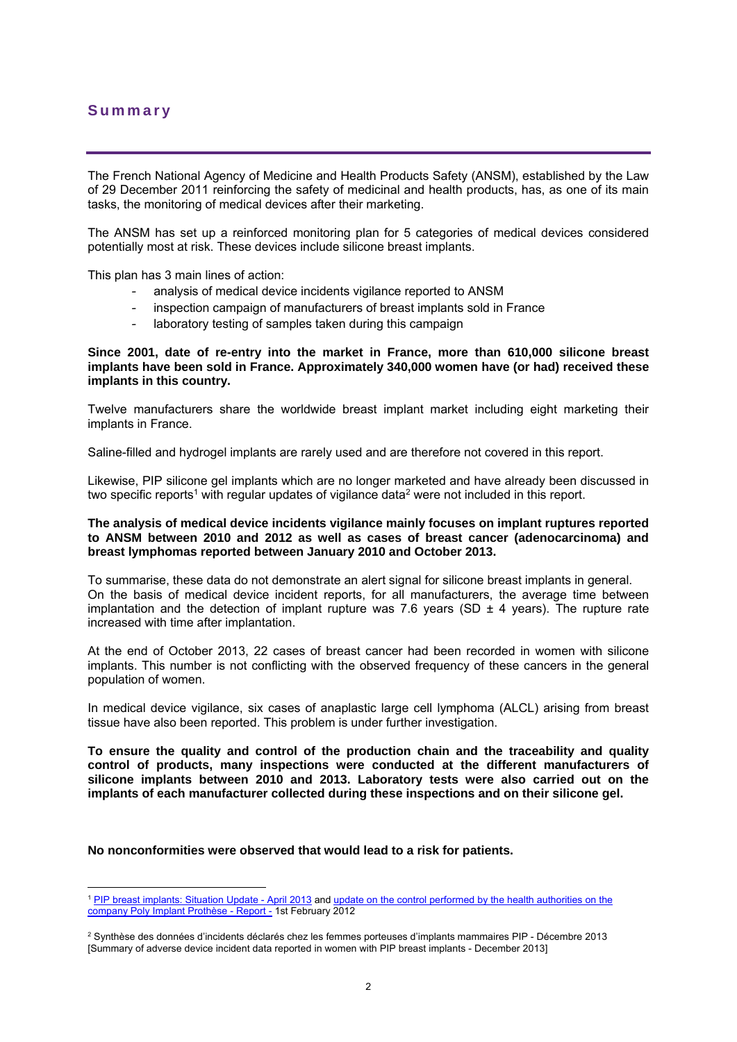## Summary

The French National Agency of Medicine and Health Products Safety (ANSM), established by the Law of 29 December 2011 reinforcing the safety of medicinal and health products, has, as one of its main tasks, the monitoring of medical devices after their marketing.

The ANSM has set up a reinforced monitoring plan for 5 categories of medical devices considered potentially most at risk. These devices include silicone breast implants.

This plan has 3 main lines of action:

- analysis of medical device incidents vigilance reported to ANSM
- inspection campaign of manufacturers of breast implants sold in France
- laboratory testing of samples taken during this campaign

**Since 2001, date of re-entry into the market in France, more than 610,000 silicone breast implants have been sold in France. Approximately 340,000 women have (or had) received these implants in this country.**

Twelve manufacturers share the worldwide breast implant market including eight marketing their implants in France.

Saline-filled and hydrogel implants are rarely used and are therefore not covered in this report.

Likewise, PIP silicone gel implants which are no longer marketed and have already been discussed in two specific reports[1] with regular updates of vigilance data[2] were not included in this report.

**The analysis of medical device incidents vigilance mainly focuses on implant ruptures reported to ANSM between 2010 and 2012 as well as cases of breast cancer (adenocarcinoma) and breast lymphomas reported between January 2010 and October 2013.**

To summarise, these data do not demonstrate an alert signal for silicone breast implants in general. On the basis of medical device incident reports, for all manufacturers, the average time between implantation and the detection of implant rupture was 7.6 years (SD ± 4 years). The rupture rate increased with time after implantation.

At the end of October 2013, 22 cases of breast cancer had been recorded in women with silicone implants. This number is not conflicting with the observed frequency of these cancers in the general population of women.

In medical device vigilance, six cases of anaplastic large cell lymphoma (ALCL) arising from breast tissue have also been reported. This problem is under further investigation.

**To ensure the quality and control of the production chain and the traceability and quality control of products, many inspections were conducted at the different manufacturers of silicone implants between 2010 and 2013. Laboratory tests were also carried out on the implants of each manufacturer collected during these inspections and on their silicone gel.**

**No nonconformities were observed that would lead to a risk for patients.**

---

[1] PIP breast implants: Situation Update - April 2013 and update on the control performed by the health authorities on the company Poly Implant Prothèse - Report - 1st February 2012

[2] Synthèse des données d'incidents déclarés chez les femmes porteuses d'implants mammaires PIP - Décembre 2013 [Summary of adverse device incident data reported in women with PIP breast implants - December 2013]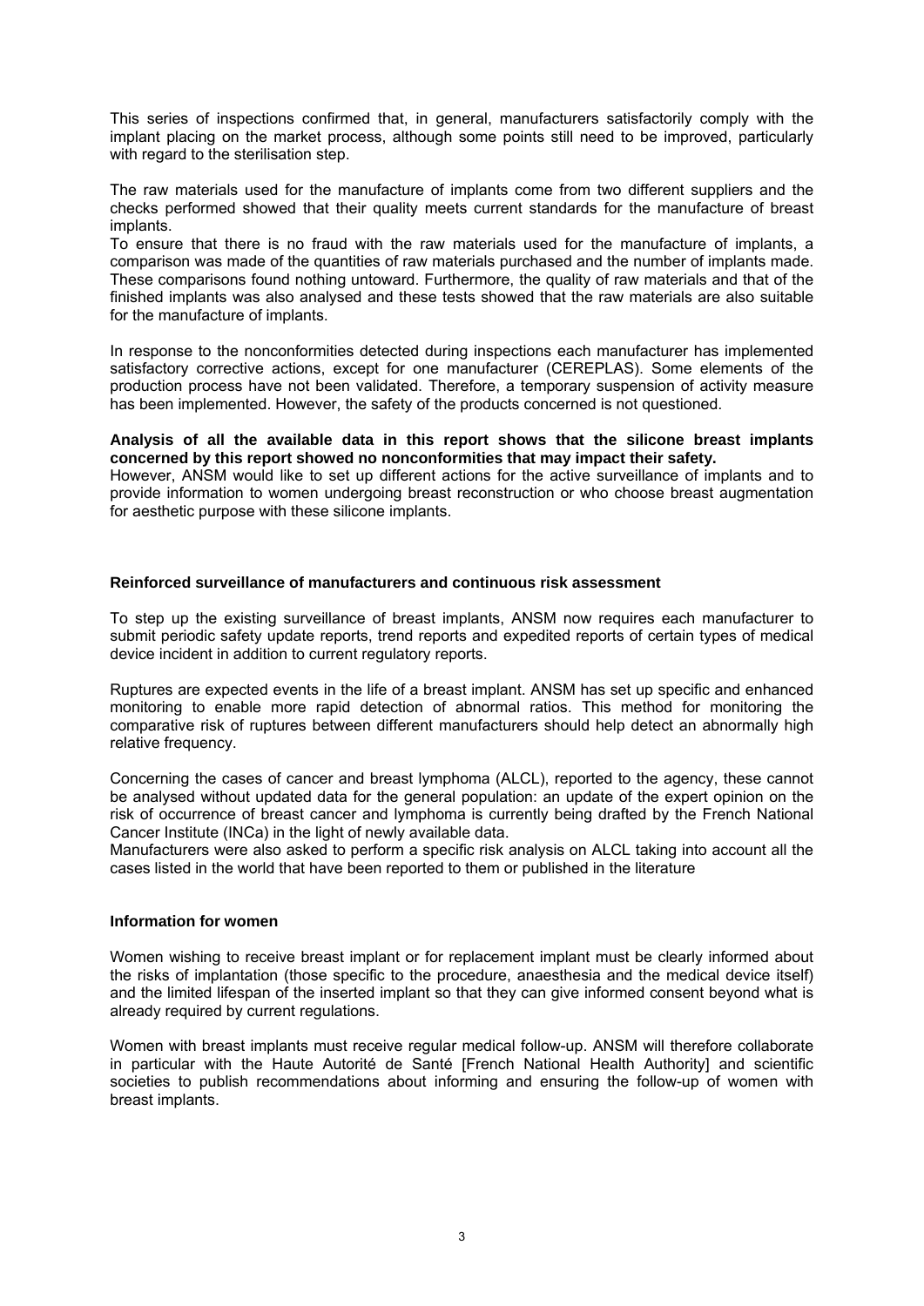This series of inspections confirmed that, in general, manufacturers satisfactorily comply with the implant placing on the market process, although some points still need to be improved, particularly with regard to the sterilisation step.

The raw materials used for the manufacture of implants come from two different suppliers and the checks performed showed that their quality meets current standards for the manufacture of breast implants.

To ensure that there is no fraud with the raw materials used for the manufacture of implants, a comparison was made of the quantities of raw materials purchased and the number of implants made. These comparisons found nothing untoward. Furthermore, the quality of raw materials and that of the finished implants was also analysed and these tests showed that the raw materials are also suitable for the manufacture of implants.

In response to the nonconformities detected during inspections each manufacturer has implemented satisfactory corrective actions, except for one manufacturer (CEREPLAS). Some elements of the production process have not been validated. Therefore, a temporary suspension of activity measure has been implemented. However, the safety of the products concerned is not questioned.

**Analysis of all the available data in this report shows that the silicone breast implants concerned by this report showed no nonconformities that may impact their safety.**

However, ANSM would like to set up different actions for the active surveillance of implants and to provide information to women undergoing breast reconstruction or who choose breast augmentation for aesthetic purpose with these silicone implants.

**Reinforced surveillance of manufacturers and continuous risk assessment**

To step up the existing surveillance of breast implants, ANSM now requires each manufacturer to submit periodic safety update reports, trend reports and expedited reports of certain types of medical device incident in addition to current regulatory reports.

Ruptures are expected events in the life of a breast implant. ANSM has set up specific and enhanced monitoring to enable more rapid detection of abnormal ratios. This method for monitoring the comparative risk of ruptures between different manufacturers should help detect an abnormally high relative frequency.

Concerning the cases of cancer and breast lymphoma (ALCL), reported to the agency, these cannot be analysed without updated data for the general population: an update of the expert opinion on the risk of occurrence of breast cancer and lymphoma is currently being drafted by the French National Cancer Institute (INCa) in the light of newly available data.

Manufacturers were also asked to perform a specific risk analysis on ALCL taking into account all the cases listed in the world that have been reported to them or published in the literature

**Information for women**

Women wishing to receive breast implant or for replacement implant must be clearly informed about the risks of implantation (those specific to the procedure, anaesthesia and the medical device itself) and the limited lifespan of the inserted implant so that they can give informed consent beyond what is already required by current regulations.

Women with breast implants must receive regular medical follow-up. ANSM will therefore collaborate in particular with the Haute Autorité de Santé [French National Health Authority] and scientific societies to publish recommendations about informing and ensuring the follow-up of women with breast implants.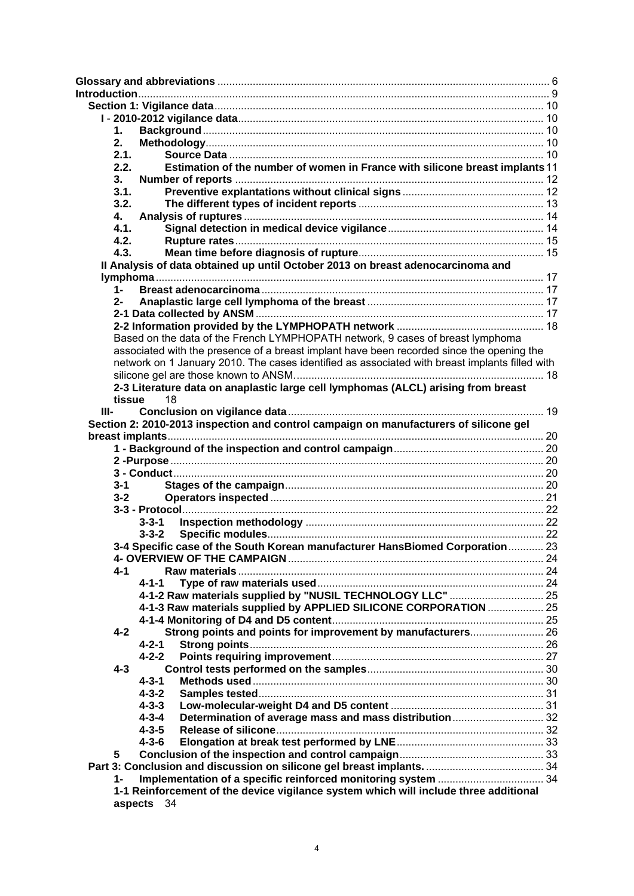**Glossary and abbreviations** ... 6
**Introduction** ... 9
**Section 1: Vigilance data** ... 10
**I - 2010-2012 vigilance data** ... 10
1. **Background** ... 10
2. **Methodology** ... 10
2.1. **Source Data** ... 10
2.2. **Estimation of the number of women in France with silicone breast implants** 11
3. **Number of reports** ... 12
3.1. **Preventive explantations without clinical signs** ... 12
3.2. **The different types of incident reports** ... 13
4. **Analysis of ruptures** ... 14
4.1. **Signal detection in medical device vigilance** ... 14
4.2. **Rupture rates** ... 15
4.3. **Mean time before diagnosis of rupture** ... 15
**II Analysis of data obtained up until October 2013 on breast adenocarcinoma and lymphoma** ... 17
1- **Breast adenocarcinoma** ... 17
2- **Anaplastic large cell lymphoma of the breast** ... 17
**2-1 Data collected by ANSM** ... 17
**2-2 Information provided by the LYMPHOPATH network** ... 18
Based on the data of the French LYMPHOPATH network, 9 cases of breast lymphoma associated with the presence of a breast implant have been recorded since the opening the network on 1 January 2010. The cases identified as associated with breast implants filled with silicone gel are those known to ANSM. ... 18
**2-3 Literature data on anaplastic large cell lymphomas (ALCL) arising from breast tissue** 18
**III- Conclusion on vigilance data** ... 19
**Section 2: 2010-2013 inspection and control campaign on manufacturers of silicone gel breast implants** ... 20
**1 - Background of the inspection and control campaign** ... 20
**2 -Purpose** ... 20
**3 - Conduct** ... 20
3-1 **Stages of the campaign** ... 20
3-2 **Operators inspected** ... 21
**3-3 - Protocol** ... 22
3-3-1 **Inspection methodology** ... 22
3-3-2 **Specific modules** ... 22
**3-4 Specific case of the South Korean manufacturer HansBiomed Corporation** ... 23
**4- OVERVIEW OF THE CAMPAIGN** ... 24
4-1 **Raw materials** ... 24
4-1-1 **Type of raw materials used** ... 24
**4-1-2 Raw materials supplied by "NUSIL TECHNOLOGY LLC"** ... 25
**4-1-3 Raw materials supplied by APPLIED SILICONE CORPORATION** ... 25
**4-1-4 Monitoring of D4 and D5 content** ... 25
4-2 **Strong points and points for improvement by manufacturers** ... 26
4-2-1 **Strong points** ... 26
4-2-2 **Points requiring improvement** ... 27
4-3 **Control tests performed on the samples** ... 30
4-3-1 **Methods used** ... 30
4-3-2 **Samples tested** ... 31
4-3-3 **Low-molecular-weight D4 and D5 content** ... 31
4-3-4 **Determination of average mass and mass distribution** ... 32
4-3-5 **Release of silicone** ... 32
4-3-6 **Elongation at break test performed by LNE** ... 33
5 **Conclusion of the inspection and control campaign** ... 33
**Part 3: Conclusion and discussion on silicone gel breast implants.** ... 34
1- **Implementation of a specific reinforced monitoring system** ... 34
**1-1 Reinforcement of the device vigilance system which will include three additional aspects** 34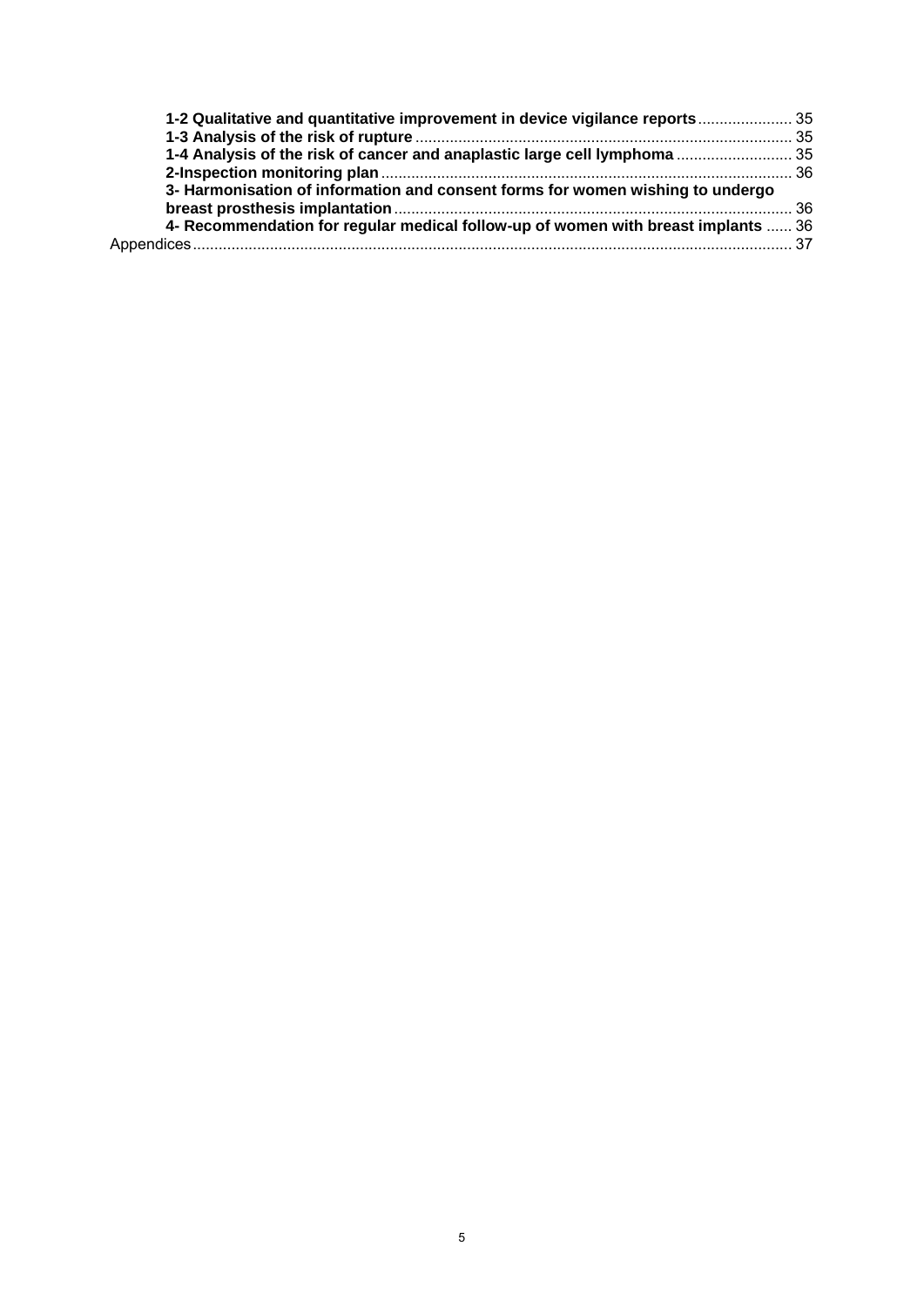**1-2 Qualitative and quantitative improvement in device vigilance reports** ...................... 35
**1-3 Analysis of the risk of rupture** ....................................................................................... 35
**1-4 Analysis of the risk of cancer and anaplastic large cell lymphoma** ........................... 35
**2-Inspection monitoring plan** ................................................................................................ 36
**3- Harmonisation of information and consent forms for women wishing to undergo breast prosthesis implantation** ............................................................................................ 36
**4- Recommendation for regular medical follow-up of women with breast implants** ...... 36
Appendices ........................................................................................................................................... 37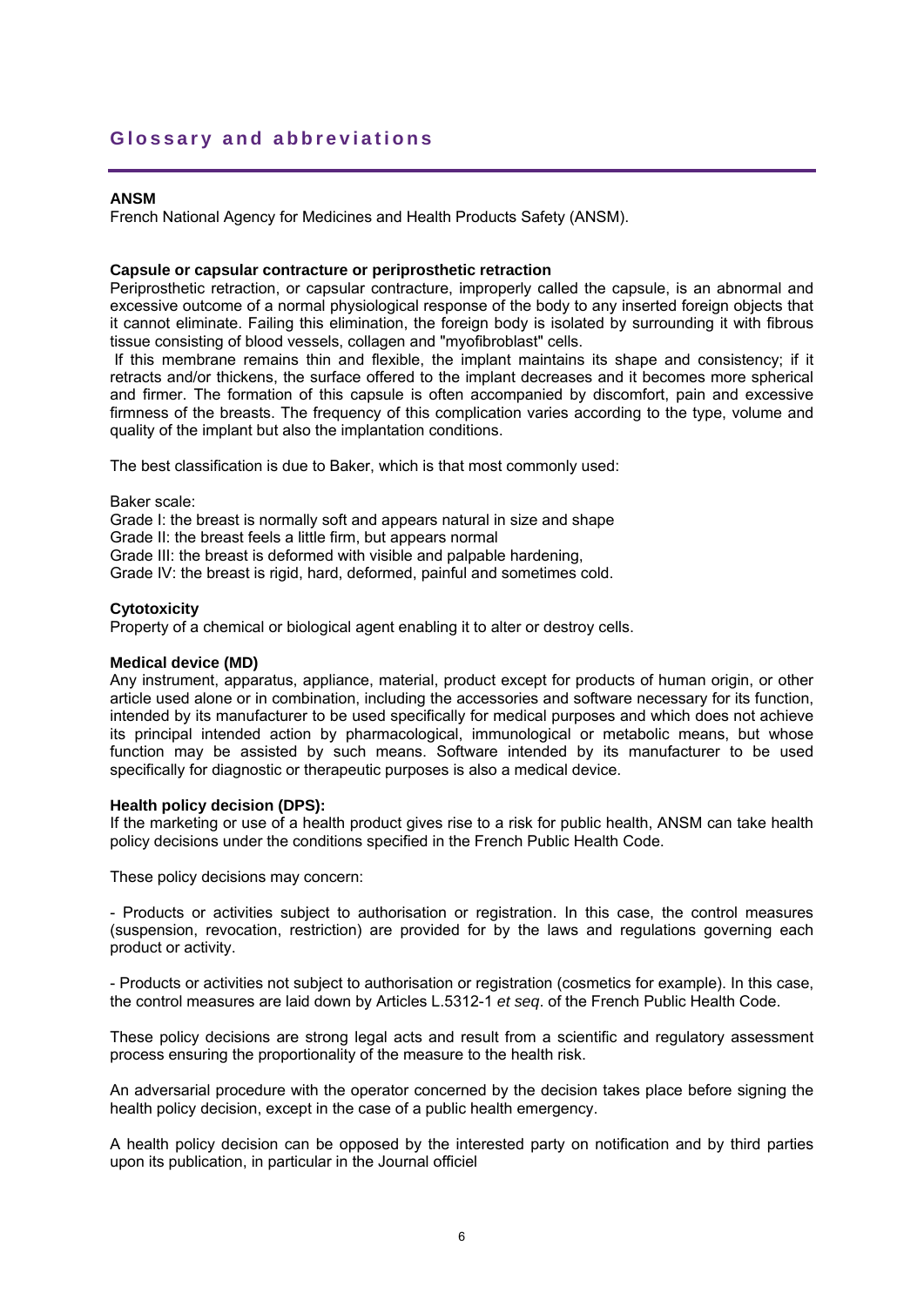## Glossary and abbreviations

**ANSM**

French National Agency for Medicines and Health Products Safety (ANSM).

**Capsule or capsular contracture or periprosthetic retraction**

Periprosthetic retraction, or capsular contracture, improperly called the capsule, is an abnormal and excessive outcome of a normal physiological response of the body to any inserted foreign objects that it cannot eliminate. Failing this elimination, the foreign body is isolated by surrounding it with fibrous tissue consisting of blood vessels, collagen and "myofibroblast" cells.

If this membrane remains thin and flexible, the implant maintains its shape and consistency; if it retracts and/or thickens, the surface offered to the implant decreases and it becomes more spherical and firmer. The formation of this capsule is often accompanied by discomfort, pain and excessive firmness of the breasts. The frequency of this complication varies according to the type, volume and quality of the implant but also the implantation conditions.

The best classification is due to Baker, which is that most commonly used:

Baker scale:
Grade I: the breast is normally soft and appears natural in size and shape
Grade II: the breast feels a little firm, but appears normal
Grade III: the breast is deformed with visible and palpable hardening,
Grade IV: the breast is rigid, hard, deformed, painful and sometimes cold.

**Cytotoxicity**

Property of a chemical or biological agent enabling it to alter or destroy cells.

**Medical device (MD)**

Any instrument, apparatus, appliance, material, product except for products of human origin, or other article used alone or in combination, including the accessories and software necessary for its function, intended by its manufacturer to be used specifically for medical purposes and which does not achieve its principal intended action by pharmacological, immunological or metabolic means, but whose function may be assisted by such means. Software intended by its manufacturer to be used specifically for diagnostic or therapeutic purposes is also a medical device.

**Health policy decision (DPS):**

If the marketing or use of a health product gives rise to a risk for public health, ANSM can take health policy decisions under the conditions specified in the French Public Health Code.

These policy decisions may concern:

- Products or activities subject to authorisation or registration. In this case, the control measures (suspension, revocation, restriction) are provided for by the laws and regulations governing each product or activity.

- Products or activities not subject to authorisation or registration (cosmetics for example). In this case, the control measures are laid down by Articles L.5312-1 *et seq*. of the French Public Health Code.

These policy decisions are strong legal acts and result from a scientific and regulatory assessment process ensuring the proportionality of the measure to the health risk.

An adversarial procedure with the operator concerned by the decision takes place before signing the health policy decision, except in the case of a public health emergency.

A health policy decision can be opposed by the interested party on notification and by third parties upon its publication, in particular in the Journal officiel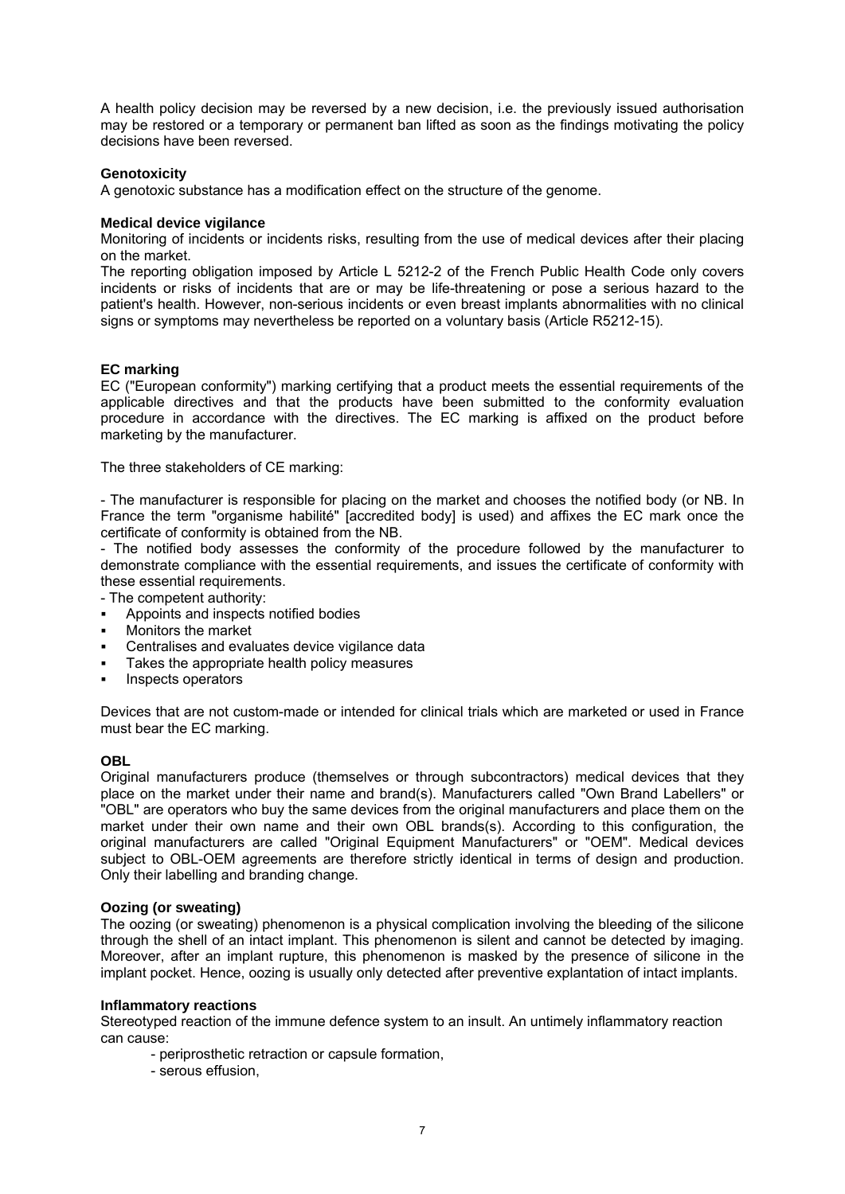A health policy decision may be reversed by a new decision, i.e. the previously issued authorisation may be restored or a temporary or permanent ban lifted as soon as the findings motivating the policy decisions have been reversed.

**Genotoxicity**

A genotoxic substance has a modification effect on the structure of the genome.

**Medical device vigilance**

Monitoring of incidents or incidents risks, resulting from the use of medical devices after their placing on the market.

The reporting obligation imposed by Article L 5212-2 of the French Public Health Code only covers incidents or risks of incidents that are or may be life-threatening or pose a serious hazard to the patient's health. However, non-serious incidents or even breast implants abnormalities with no clinical signs or symptoms may nevertheless be reported on a voluntary basis (Article R5212-15).

**EC marking**

EC ("European conformity") marking certifying that a product meets the essential requirements of the applicable directives and that the products have been submitted to the conformity evaluation procedure in accordance with the directives. The EC marking is affixed on the product before marketing by the manufacturer.

The three stakeholders of CE marking:

- The manufacturer is responsible for placing on the market and chooses the notified body (or NB. In France the term "organisme habilité" [accredited body] is used) and affixes the EC mark once the certificate of conformity is obtained from the NB.
- The notified body assesses the conformity of the procedure followed by the manufacturer to demonstrate compliance with the essential requirements, and issues the certificate of conformity with these essential requirements.
- The competent authority:
  - Appoints and inspects notified bodies
  - Monitors the market
  - Centralises and evaluates device vigilance data
  - Takes the appropriate health policy measures
  - Inspects operators

Devices that are not custom-made or intended for clinical trials which are marketed or used in France must bear the EC marking.

**OBL**

Original manufacturers produce (themselves or through subcontractors) medical devices that they place on the market under their name and brand(s). Manufacturers called "Own Brand Labellers" or "OBL" are operators who buy the same devices from the original manufacturers and place them on the market under their own name and their own OBL brands(s). According to this configuration, the original manufacturers are called "Original Equipment Manufacturers" or "OEM". Medical devices subject to OBL-OEM agreements are therefore strictly identical in terms of design and production. Only their labelling and branding change.

**Oozing (or sweating)**

The oozing (or sweating) phenomenon is a physical complication involving the bleeding of the silicone through the shell of an intact implant. This phenomenon is silent and cannot be detected by imaging. Moreover, after an implant rupture, this phenomenon is masked by the presence of silicone in the implant pocket. Hence, oozing is usually only detected after preventive explantation of intact implants.

**Inflammatory reactions**

Stereotyped reaction of the immune defence system to an insult. An untimely inflammatory reaction can cause:

- periprosthetic retraction or capsule formation,
- serous effusion,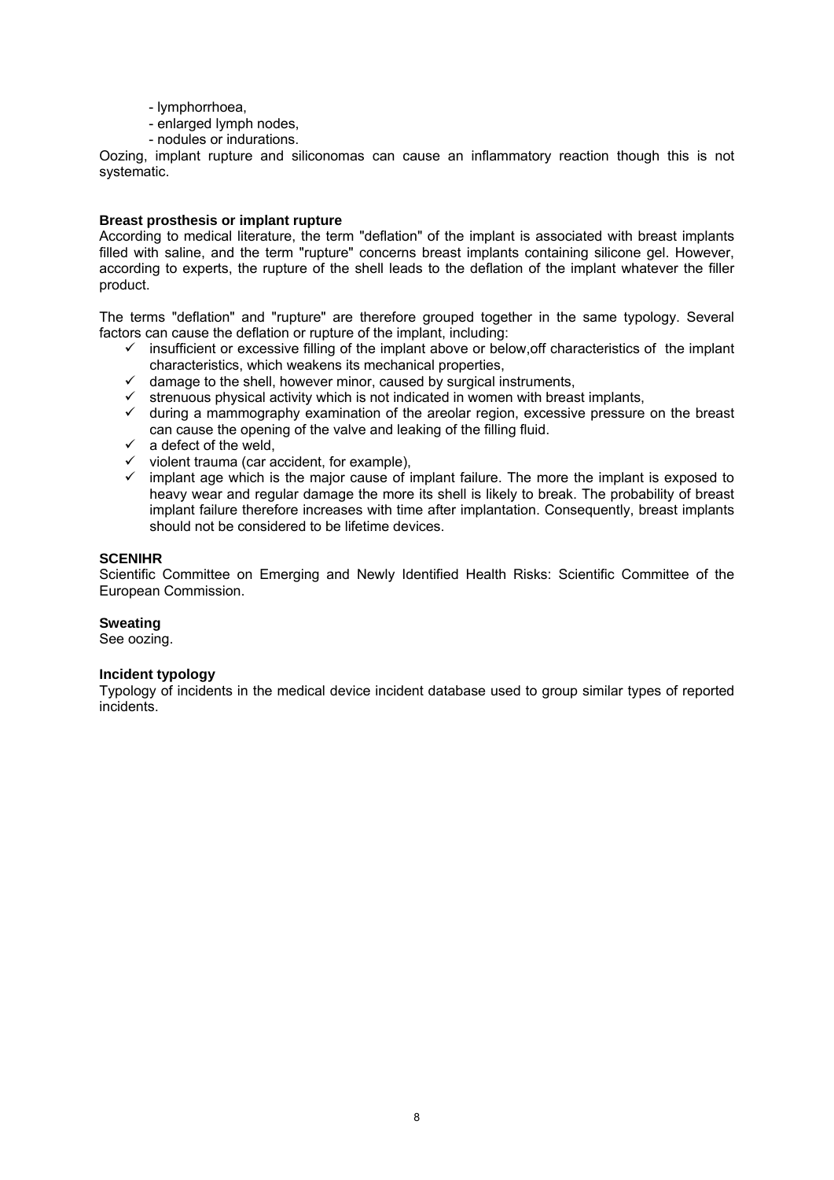- lymphorrhoea,
- enlarged lymph nodes,
- nodules or indurations.

Oozing, implant rupture and siliconomas can cause an inflammatory reaction though this is not systematic.

**Breast prosthesis or implant rupture**

According to medical literature, the term "deflation" of the implant is associated with breast implants filled with saline, and the term "rupture" concerns breast implants containing silicone gel. However, according to experts, the rupture of the shell leads to the deflation of the implant whatever the filler product.

The terms "deflation" and "rupture" are therefore grouped together in the same typology. Several factors can cause the deflation or rupture of the implant, including:

- ✓ insufficient or excessive filling of the implant above or below,off characteristics of the implant characteristics, which weakens its mechanical properties,
- ✓ damage to the shell, however minor, caused by surgical instruments,
- ✓ strenuous physical activity which is not indicated in women with breast implants,
- ✓ during a mammography examination of the areolar region, excessive pressure on the breast can cause the opening of the valve and leaking of the filling fluid.
- ✓ a defect of the weld,
- ✓ violent trauma (car accident, for example),
- ✓ implant age which is the major cause of implant failure. The more the implant is exposed to heavy wear and regular damage the more its shell is likely to break. The probability of breast implant failure therefore increases with time after implantation. Consequently, breast implants should not be considered to be lifetime devices.

**SCENIHR**

Scientific Committee on Emerging and Newly Identified Health Risks: Scientific Committee of the European Commission.

**Sweating**

See oozing.

**Incident typology**

Typology of incidents in the medical device incident database used to group similar types of reported incidents.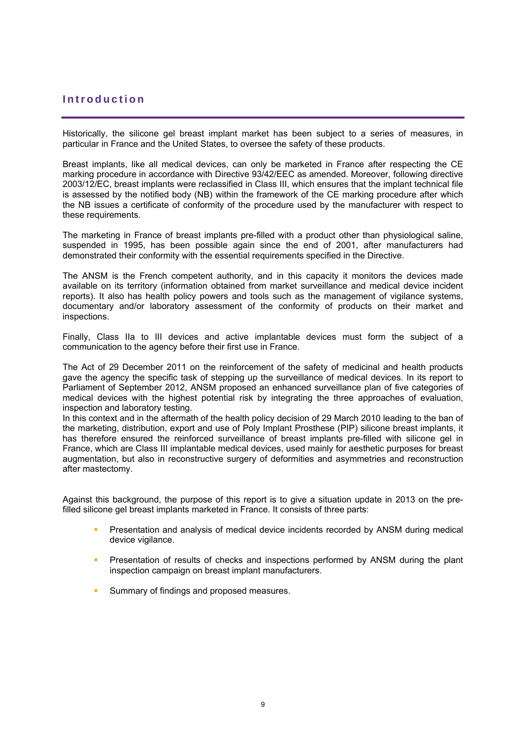# Introduction

Historically, the silicone gel breast implant market has been subject to a series of measures, in particular in France and the United States, to oversee the safety of these products.

Breast implants, like all medical devices, can only be marketed in France after respecting the CE marking procedure in accordance with Directive 93/42/EEC as amended. Moreover, following directive 2003/12/EC, breast implants were reclassified in Class III, which ensures that the implant technical file is assessed by the notified body (NB) within the framework of the CE marking procedure after which the NB issues a certificate of conformity of the procedure used by the manufacturer with respect to these requirements.

The marketing in France of breast implants pre-filled with a product other than physiological saline, suspended in 1995, has been possible again since the end of 2001, after manufacturers had demonstrated their conformity with the essential requirements specified in the Directive.

The ANSM is the French competent authority, and in this capacity it monitors the devices made available on its territory (information obtained from market surveillance and medical device incident reports). It also has health policy powers and tools such as the management of vigilance systems, documentary and/or laboratory assessment of the conformity of products on their market and inspections.

Finally, Class IIa to III devices and active implantable devices must form the subject of a communication to the agency before their first use in France.

The Act of 29 December 2011 on the reinforcement of the safety of medicinal and health products gave the agency the specific task of stepping up the surveillance of medical devices. In its report to Parliament of September 2012, ANSM proposed an enhanced surveillance plan of five categories of medical devices with the highest potential risk by integrating the three approaches of evaluation, inspection and laboratory testing.
In this context and in the aftermath of the health policy decision of 29 March 2010 leading to the ban of the marketing, distribution, export and use of Poly Implant Prosthese (PIP) silicone breast implants, it has therefore ensured the reinforced surveillance of breast implants pre-filled with silicone gel in France, which are Class III implantable medical devices, used mainly for aesthetic purposes for breast augmentation, but also in reconstructive surgery of deformities and asymmetries and reconstruction after mastectomy.

Against this background, the purpose of this report is to give a situation update in 2013 on the pre-filled silicone gel breast implants marketed in France. It consists of three parts:

- Presentation and analysis of medical device incidents recorded by ANSM during medical device vigilance.
- Presentation of results of checks and inspections performed by ANSM during the plant inspection campaign on breast implant manufacturers.
- Summary of findings and proposed measures.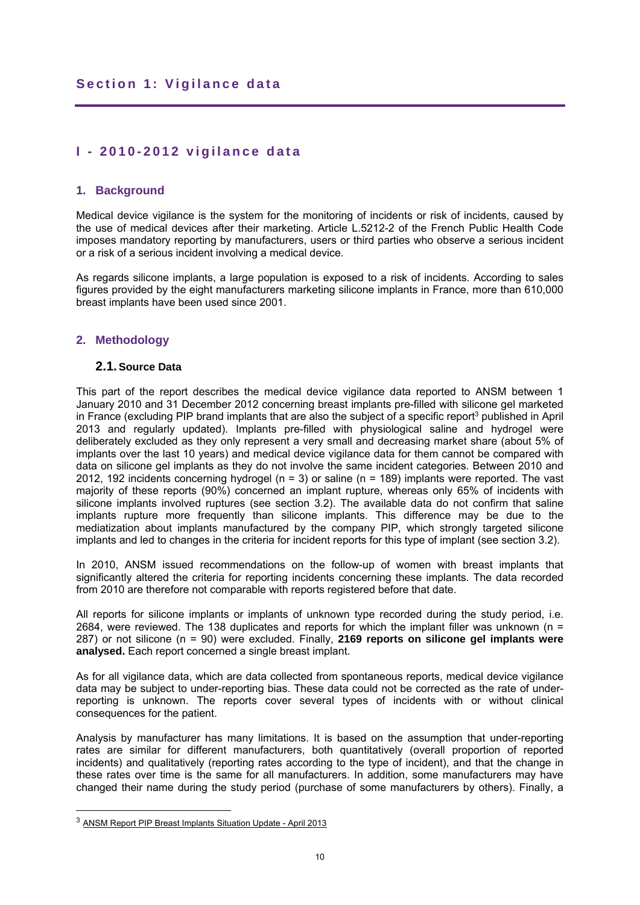# Section 1: Vigilance data

## I - 2010-2012 vigilance data

### 1. Background

Medical device vigilance is the system for the monitoring of incidents or risk of incidents, caused by the use of medical devices after their marketing. Article L.5212-2 of the French Public Health Code imposes mandatory reporting by manufacturers, users or third parties who observe a serious incident or a risk of a serious incident involving a medical device.

As regards silicone implants, a large population is exposed to a risk of incidents. According to sales figures provided by the eight manufacturers marketing silicone implants in France, more than 610,000 breast implants have been used since 2001.

### 2. Methodology

#### 2.1. Source Data

This part of the report describes the medical device vigilance data reported to ANSM between 1 January 2010 and 31 December 2012 concerning breast implants pre-filled with silicone gel marketed in France (excluding PIP brand implants that are also the subject of a specific report[3] published in April 2013 and regularly updated). Implants pre-filled with physiological saline and hydrogel were deliberately excluded as they only represent a very small and decreasing market share (about 5% of implants over the last 10 years) and medical device vigilance data for them cannot be compared with data on silicone gel implants as they do not involve the same incident categories. Between 2010 and 2012, 192 incidents concerning hydrogel (n = 3) or saline (n = 189) implants were reported. The vast majority of these reports (90%) concerned an implant rupture, whereas only 65% of incidents with silicone implants involved ruptures (see section 3.2). The available data do not confirm that saline implants rupture more frequently than silicone implants. This difference may be due to the mediatization about implants manufactured by the company PIP, which strongly targeted silicone implants and led to changes in the criteria for incident reports for this type of implant (see section 3.2).

In 2010, ANSM issued recommendations on the follow-up of women with breast implants that significantly altered the criteria for reporting incidents concerning these implants. The data recorded from 2010 are therefore not comparable with reports registered before that date.

All reports for silicone implants or implants of unknown type recorded during the study period, i.e. 2684, were reviewed. The 138 duplicates and reports for which the implant filler was unknown (n = 287) or not silicone (n = 90) were excluded. Finally, **2169 reports on silicone gel implants were analysed.** Each report concerned a single breast implant.

As for all vigilance data, which are data collected from spontaneous reports, medical device vigilance data may be subject to under-reporting bias. These data could not be corrected as the rate of under-reporting is unknown. The reports cover several types of incidents with or without clinical consequences for the patient.

Analysis by manufacturer has many limitations. It is based on the assumption that under-reporting rates are similar for different manufacturers, both quantitatively (overall proportion of reported incidents) and qualitatively (reporting rates according to the type of incident), and that the change in these rates over time is the same for all manufacturers. In addition, some manufacturers may have changed their name during the study period (purchase of some manufacturers by others). Finally, a

---

[3] ANSM Report PIP Breast Implants Situation Update - April 2013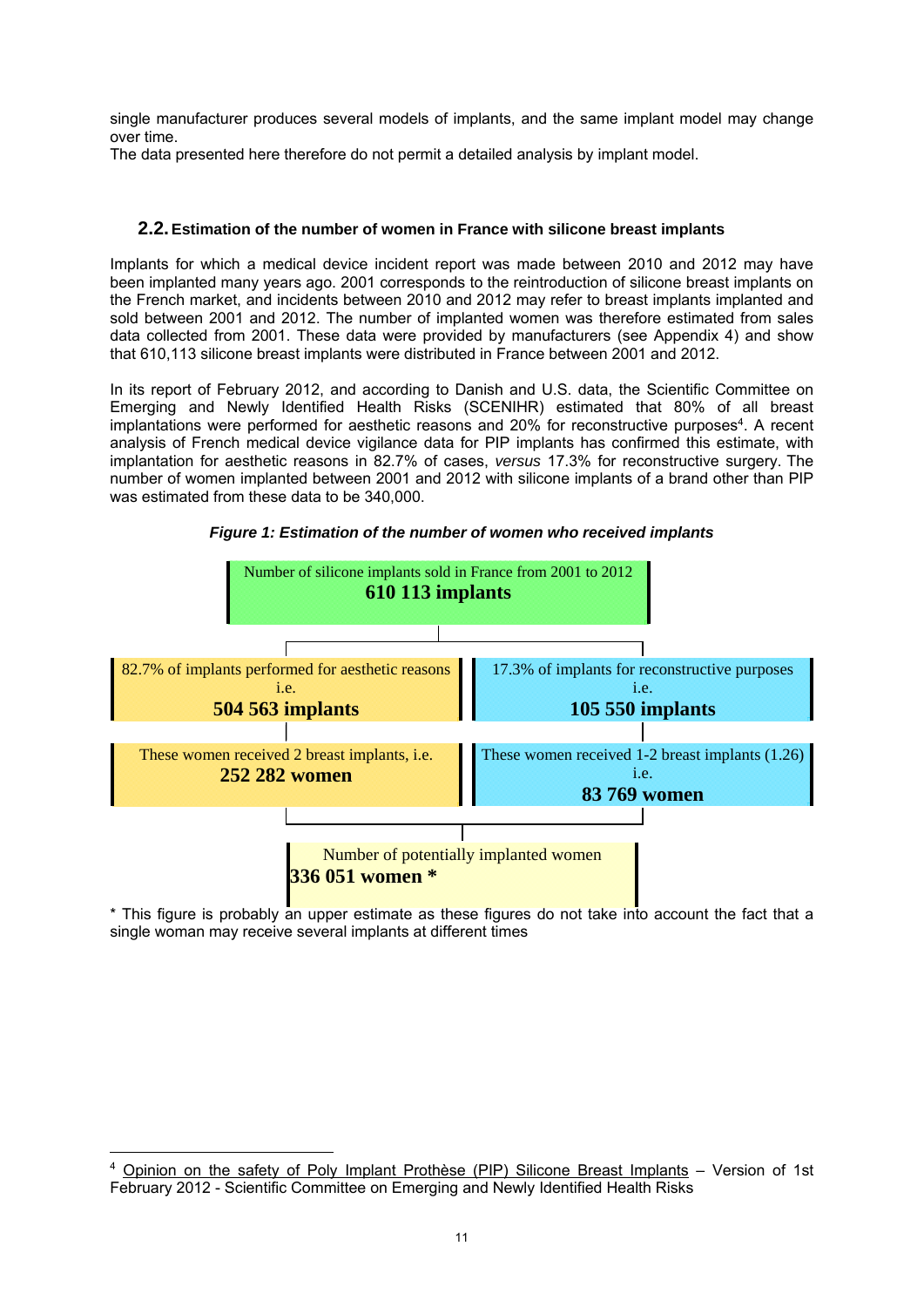single manufacturer produces several models of implants, and the same implant model may change over time.
The data presented here therefore do not permit a detailed analysis by implant model.

### 2.2. Estimation of the number of women in France with silicone breast implants

Implants for which a medical device incident report was made between 2010 and 2012 may have been implanted many years ago. 2001 corresponds to the reintroduction of silicone breast implants on the French market, and incidents between 2010 and 2012 may refer to breast implants implanted and sold between 2001 and 2012. The number of implanted women was therefore estimated from sales data collected from 2001. These data were provided by manufacturers (see Appendix 4) and show that 610,113 silicone breast implants were distributed in France between 2001 and 2012.

In its report of February 2012, and according to Danish and U.S. data, the Scientific Committee on Emerging and Newly Identified Health Risks (SCENIHR) estimated that 80% of all breast implantations were performed for aesthetic reasons and 20% for reconstructive purposes[4]. A recent analysis of French medical device vigilance data for PIP implants has confirmed this estimate, with implantation for aesthetic reasons in 82.7% of cases, *versus* 17.3% for reconstructive surgery. The number of women implanted between 2001 and 2012 with silicone implants of a brand other than PIP was estimated from these data to be 340,000.

***Figure 1: Estimation of the number of women who received implants***

Number of silicone implants sold in France from 2001 to 2012
**610 113 implants**

| 82.7% of implants performed for aesthetic reasons i.e. **504 563 implants** | 17.3% of implants for reconstructive purposes i.e. **105 550 implants** |
|---|---|
| These women received 2 breast implants, i.e. **252 282 women** | These women received 1-2 breast implants (1.26) i.e. **83 769 women** |

Number of potentially implanted women
**336 051 women \***

\* This figure is probably an upper estimate as these figures do not take into account the fact that a single woman may receive several implants at different times

---

[4] Opinion on the safety of Poly Implant Prothèse (PIP) Silicone Breast Implants – Version of 1st February 2012 - Scientific Committee on Emerging and Newly Identified Health Risks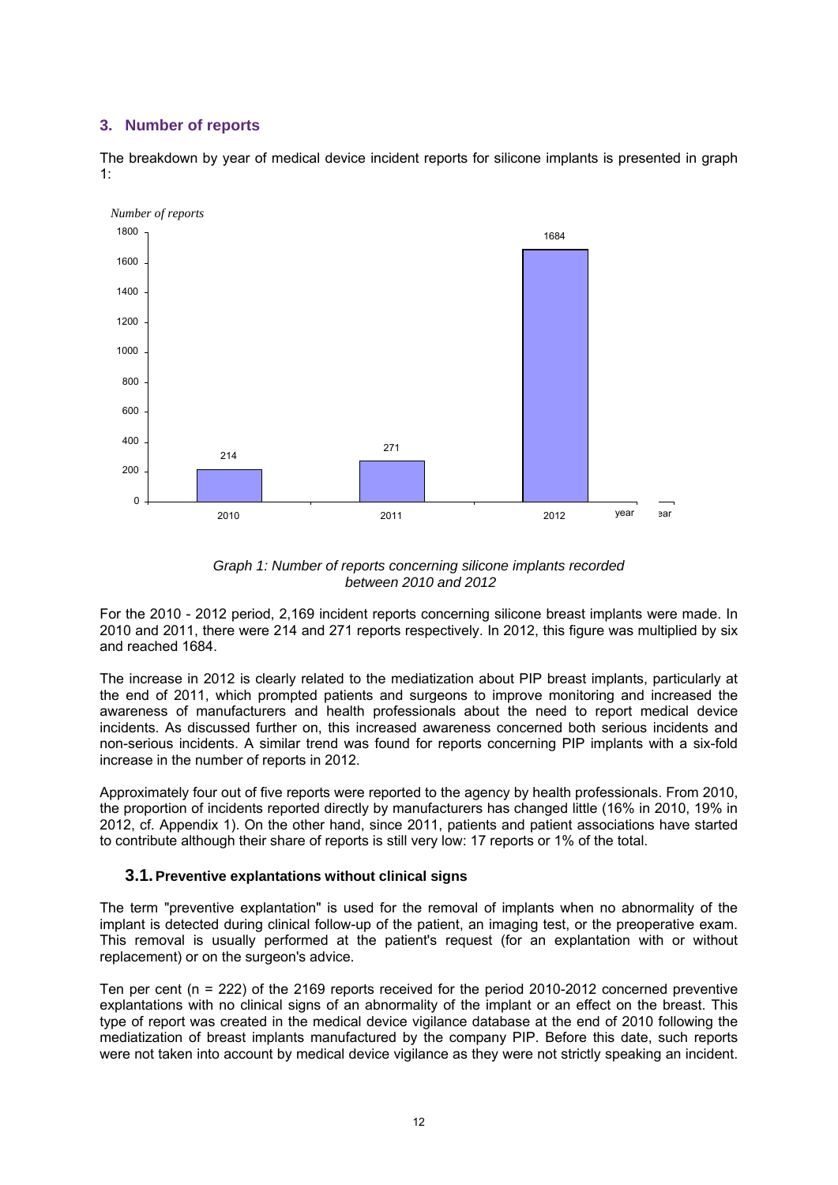## 3. Number of reports

The breakdown by year of medical device incident reports for silicone implants is presented in graph 1:

*Graph 1: Number of reports concerning silicone implants recorded between 2010 and 2012*

For the 2010 - 2012 period, 2,169 incident reports concerning silicone breast implants were made. In 2010 and 2011, there were 214 and 271 reports respectively. In 2012, this figure was multiplied by six and reached 1684.

The increase in 2012 is clearly related to the mediatization about PIP breast implants, particularly at the end of 2011, which prompted patients and surgeons to improve monitoring and increased the awareness of manufacturers and health professionals about the need to report medical device incidents. As discussed further on, this increased awareness concerned both serious incidents and non-serious incidents. A similar trend was found for reports concerning PIP implants with a six-fold increase in the number of reports in 2012.

Approximately four out of five reports were reported to the agency by health professionals. From 2010, the proportion of incidents reported directly by manufacturers has changed little (16% in 2010, 19% in 2012, cf. Appendix 1). On the other hand, since 2011, patients and patient associations have started to contribute although their share of reports is still very low: 17 reports or 1% of the total.

### 3.1. Preventive explantations without clinical signs

The term "preventive explantation" is used for the removal of implants when no abnormality of the implant is detected during clinical follow-up of the patient, an imaging test, or the preoperative exam. This removal is usually performed at the patient's request (for an explantation with or without replacement) or on the surgeon's advice.

Ten per cent (n = 222) of the 2169 reports received for the period 2010-2012 concerned preventive explantations with no clinical signs of an abnormality of the implant or an effect on the breast. This type of report was created in the medical device vigilance database at the end of 2010 following the mediatization of breast implants manufactured by the company PIP. Before this date, such reports were not taken into account by medical device vigilance as they were not strictly speaking an incident.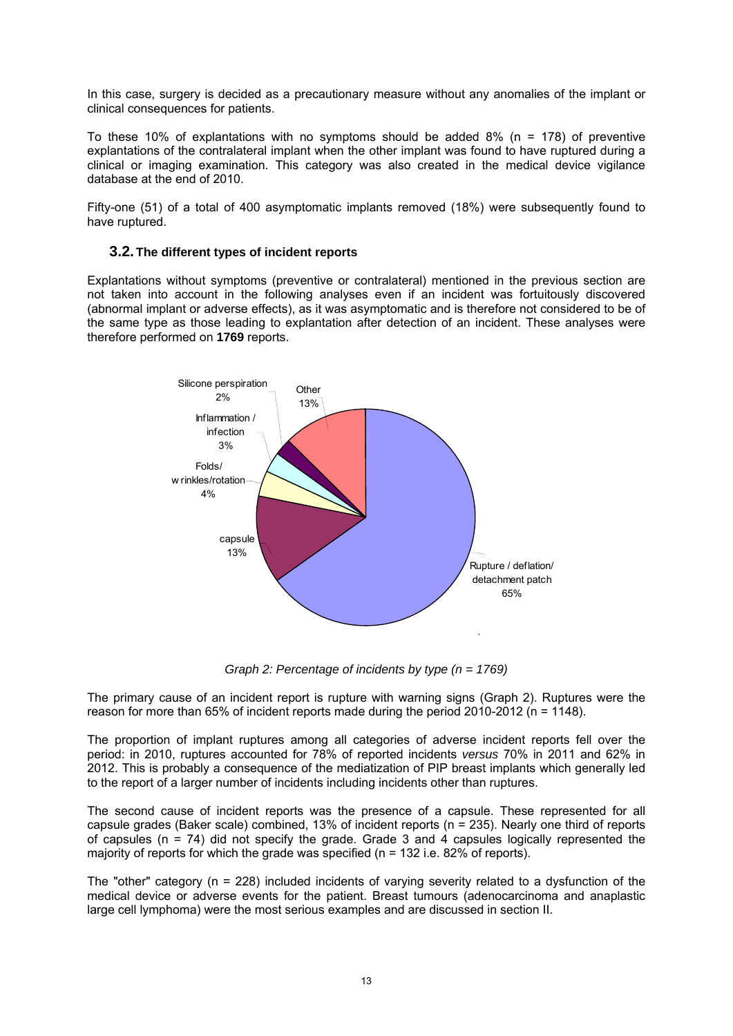In this case, surgery is decided as a precautionary measure without any anomalies of the implant or clinical consequences for patients.

To these 10% of explantations with no symptoms should be added 8% (n = 178) of preventive explantations of the contralateral implant when the other implant was found to have ruptured during a clinical or imaging examination. This category was also created in the medical device vigilance database at the end of 2010.

Fifty-one (51) of a total of 400 asymptomatic implants removed (18%) were subsequently found to have ruptured.

### 3.2. The different types of incident reports

Explantations without symptoms (preventive or contralateral) mentioned in the previous section are not taken into account in the following analyses even if an incident was fortuitously discovered (abnormal implant or adverse effects), as it was asymptomatic and is therefore not considered to be of the same type as those leading to explantation after detection of an incident. These analyses were therefore performed on **1769** reports.

*Graph 2: Percentage of incidents by type (n = 1769)*

The primary cause of an incident report is rupture with warning signs (Graph 2). Ruptures were the reason for more than 65% of incident reports made during the period 2010-2012 (n = 1148).

The proportion of implant ruptures among all categories of adverse incident reports fell over the period: in 2010, ruptures accounted for 78% of reported incidents *versus* 70% in 2011 and 62% in 2012. This is probably a consequence of the mediatization of PIP breast implants which generally led to the report of a larger number of incidents including incidents other than ruptures.

The second cause of incident reports was the presence of a capsule. These represented for all capsule grades (Baker scale) combined, 13% of incident reports (n = 235). Nearly one third of reports of capsules (n = 74) did not specify the grade. Grade 3 and 4 capsules logically represented the majority of reports for which the grade was specified (n = 132 i.e. 82% of reports).

The "other" category (n = 228) included incidents of varying severity related to a dysfunction of the medical device or adverse events for the patient. Breast tumours (adenocarcinoma and anaplastic large cell lymphoma) were the most serious examples and are discussed in section II.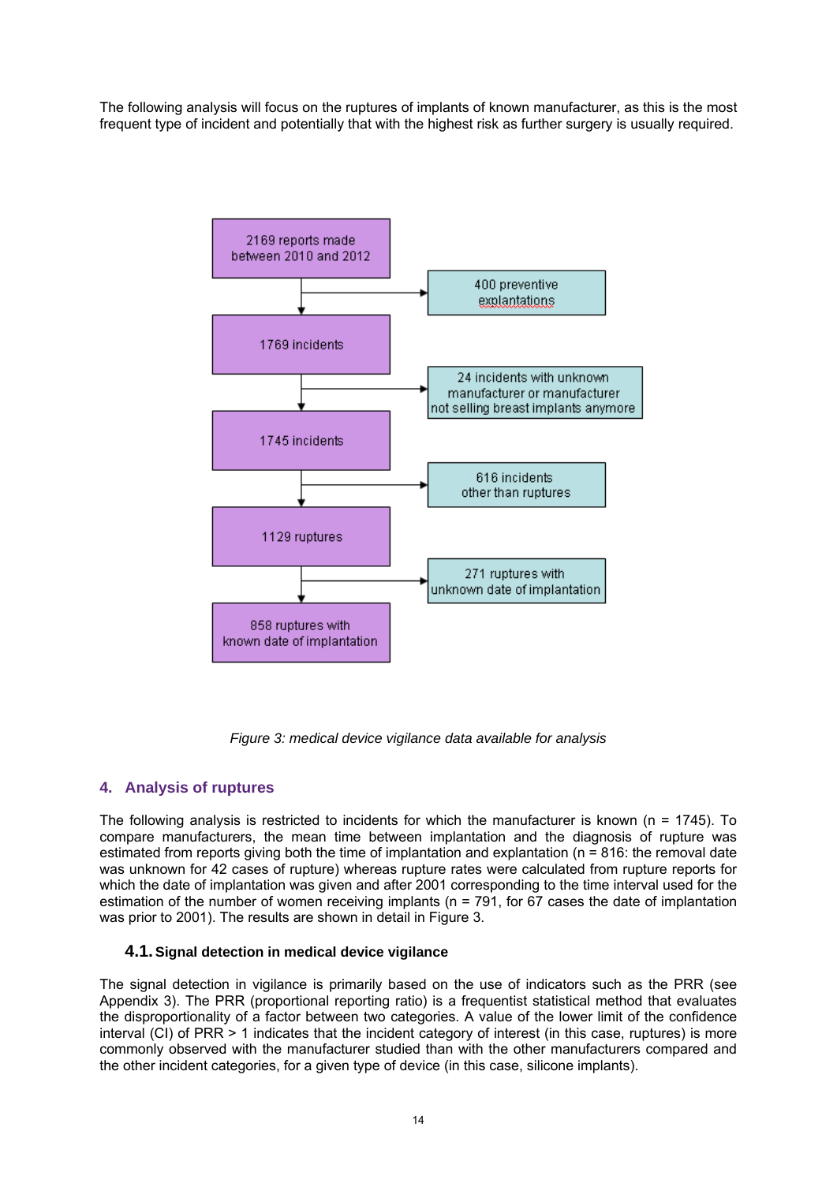The following analysis will focus on the ruptures of implants of known manufacturer, as this is the most frequent type of incident and potentially that with the highest risk as further surgery is usually required.

2169 reports made between 2010 and 2012

400 preventive explantations

1769 incidents

24 incidents with unknown manufacturer or manufacturer not selling breast implants anymore

1745 incidents

616 incidents other than ruptures

1129 ruptures

271 ruptures with unknown date of implantation

858 ruptures with known date of implantation

*Figure 3: medical device vigilance data available for analysis*

## 4. Analysis of ruptures

The following analysis is restricted to incidents for which the manufacturer is known (n = 1745). To compare manufacturers, the mean time between implantation and the diagnosis of rupture was estimated from reports giving both the time of implantation and explantation (n = 816: the removal date was unknown for 42 cases of rupture) whereas rupture rates were calculated from rupture reports for which the date of implantation was given and after 2001 corresponding to the time interval used for the estimation of the number of women receiving implants (n = 791, for 67 cases the date of implantation was prior to 2001). The results are shown in detail in Figure 3.

### 4.1. Signal detection in medical device vigilance

The signal detection in vigilance is primarily based on the use of indicators such as the PRR (see Appendix 3). The PRR (proportional reporting ratio) is a frequentist statistical method that evaluates the disproportionality of a factor between two categories. A value of the lower limit of the confidence interval (CI) of PRR > 1 indicates that the incident category of interest (in this case, ruptures) is more commonly observed with the manufacturer studied than with the other manufacturers compared and the other incident categories, for a given type of device (in this case, silicone implants).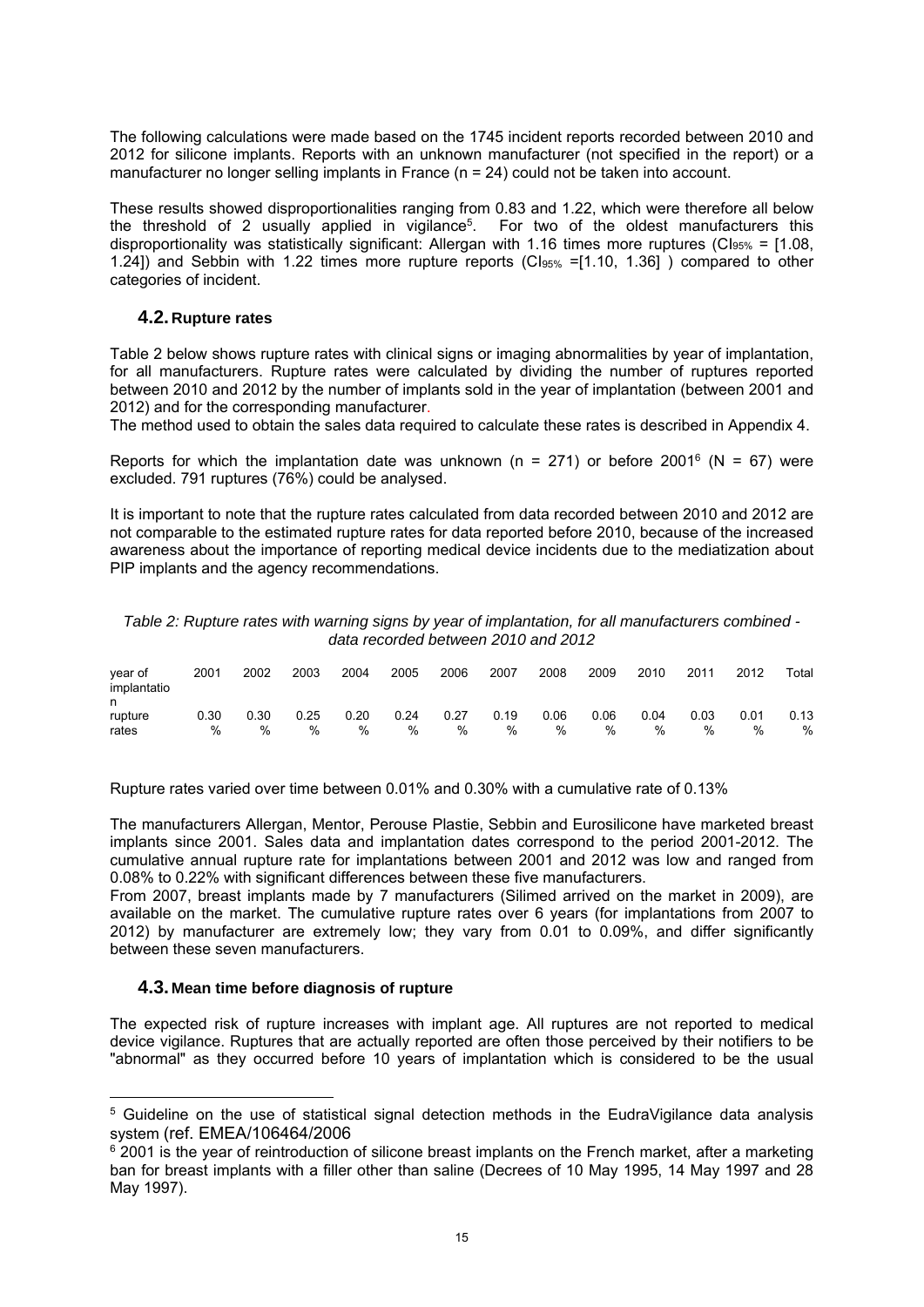The following calculations were made based on the 1745 incident reports recorded between 2010 and 2012 for silicone implants. Reports with an unknown manufacturer (not specified in the report) or a manufacturer no longer selling implants in France (n = 24) could not be taken into account.

These results showed disproportionalities ranging from 0.83 and 1.22, which were therefore all below the threshold of 2 usually applied in vigilance[5]. For two of the oldest manufacturers this disproportionality was statistically significant: Allergan with 1.16 times more ruptures ($CI_{95\%}$ = [1.08, 1.24]) and Sebbin with 1.22 times more rupture reports ($CI_{95\%}$ =[1.10, 1.36] ) compared to other categories of incident.

## 4.2. Rupture rates

Table 2 below shows rupture rates with clinical signs or imaging abnormalities by year of implantation, for all manufacturers. Rupture rates were calculated by dividing the number of ruptures reported between 2010 and 2012 by the number of implants sold in the year of implantation (between 2001 and 2012) and for the corresponding manufacturer.
The method used to obtain the sales data required to calculate these rates is described in Appendix 4.

Reports for which the implantation date was unknown (n = 271) or before 2001[6] (N = 67) were excluded. 791 ruptures (76%) could be analysed.

It is important to note that the rupture rates calculated from data recorded between 2010 and 2012 are not comparable to the estimated rupture rates for data reported before 2010, because of the increased awareness about the importance of reporting medical device incidents due to the mediatization about PIP implants and the agency recommendations.

*Table 2: Rupture rates with warning signs by year of implantation, for all manufacturers combined - data recorded between 2010 and 2012*

| year of implantation | 2001 | 2002 | 2003 | 2004 | 2005 | 2006 | 2007 | 2008 | 2009 | 2010 | 2011 | 2012 | Total |
|---|---|---|---|---|---|---|---|---|---|---|---|---|---|
| rupture rates | 0.30 % | 0.30 % | 0.25 % | 0.20 % | 0.24 % | 0.27 % | 0.19 % | 0.06 % | 0.06 % | 0.04 % | 0.03 % | 0.01 % | 0.13 % |

Rupture rates varied over time between 0.01% and 0.30% with a cumulative rate of 0.13%

The manufacturers Allergan, Mentor, Perouse Plastie, Sebbin and Eurosilicone have marketed breast implants since 2001. Sales data and implantation dates correspond to the period 2001-2012. The cumulative annual rupture rate for implantations between 2001 and 2012 was low and ranged from 0.08% to 0.22% with significant differences between these five manufacturers.
From 2007, breast implants made by 7 manufacturers (Silimed arrived on the market in 2009), are available on the market. The cumulative rupture rates over 6 years (for implantations from 2007 to 2012) by manufacturer are extremely low; they vary from 0.01 to 0.09%, and differ significantly between these seven manufacturers.

## 4.3. Mean time before diagnosis of rupture

The expected risk of rupture increases with implant age. All ruptures are not reported to medical device vigilance. Ruptures that are actually reported are often those perceived by their notifiers to be "abnormal" as they occurred before 10 years of implantation which is considered to be the usual

---

[5] Guideline on the use of statistical signal detection methods in the EudraVigilance data analysis system (ref. EMEA/106464/2006

[6] 2001 is the year of reintroduction of silicone breast implants on the French market, after a marketing ban for breast implants with a filler other than saline (Decrees of 10 May 1995, 14 May 1997 and 28 May 1997).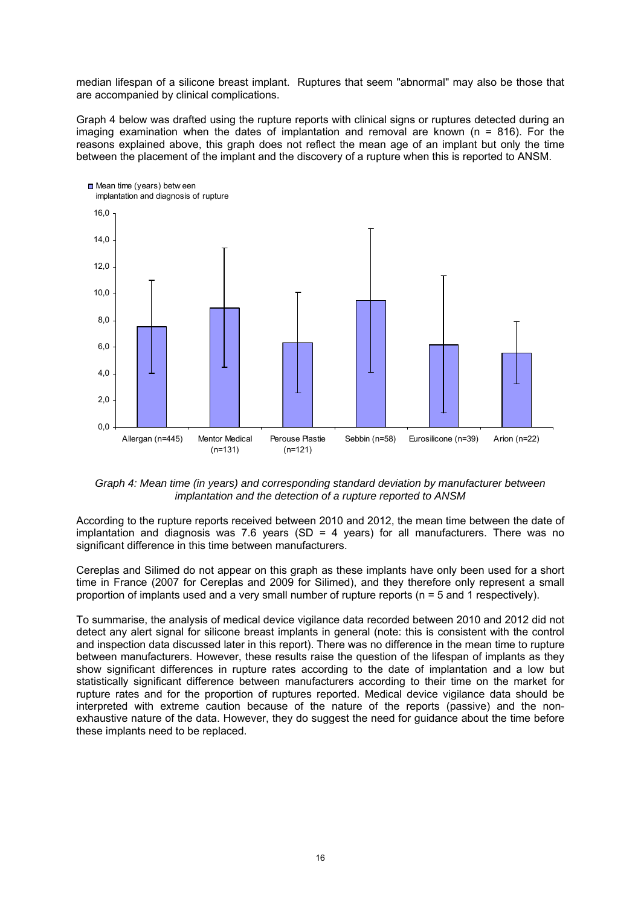median lifespan of a silicone breast implant. Ruptures that seem "abnormal" may also be those that are accompanied by clinical complications.

Graph 4 below was drafted using the rupture reports with clinical signs or ruptures detected during an imaging examination when the dates of implantation and removal are known (n = 816). For the reasons explained above, this graph does not reflect the mean age of an implant but only the time between the placement of the implant and the discovery of a rupture when this is reported to ANSM.

*Graph 4: Mean time (in years) and corresponding standard deviation by manufacturer between implantation and the detection of a rupture reported to ANSM*

According to the rupture reports received between 2010 and 2012, the mean time between the date of implantation and diagnosis was 7.6 years (SD = 4 years) for all manufacturers. There was no significant difference in this time between manufacturers.

Cereplas and Silimed do not appear on this graph as these implants have only been used for a short time in France (2007 for Cereplas and 2009 for Silimed), and they therefore only represent a small proportion of implants used and a very small number of rupture reports (n = 5 and 1 respectively).

To summarise, the analysis of medical device vigilance data recorded between 2010 and 2012 did not detect any alert signal for silicone breast implants in general (note: this is consistent with the control and inspection data discussed later in this report). There was no difference in the mean time to rupture between manufacturers. However, these results raise the question of the lifespan of implants as they show significant differences in rupture rates according to the date of implantation and a low but statistically significant difference between manufacturers according to their time on the market for rupture rates and for the proportion of ruptures reported. Medical device vigilance data should be interpreted with extreme caution because of the nature of the reports (passive) and the non-exhaustive nature of the data. However, they do suggest the need for guidance about the time before these implants need to be replaced.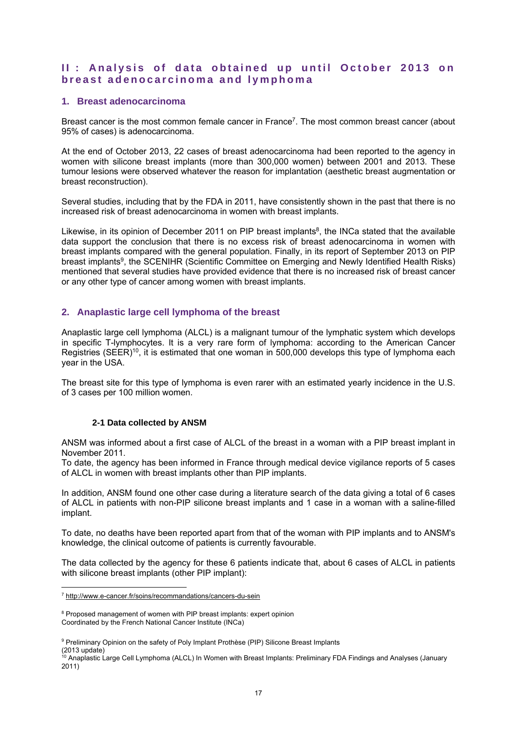## II : Analysis of data obtained up until October 2013 on breast adenocarcinoma and lymphoma

### 1. Breast adenocarcinoma

Breast cancer is the most common female cancer in France[7]. The most common breast cancer (about 95% of cases) is adenocarcinoma.

At the end of October 2013, 22 cases of breast adenocarcinoma had been reported to the agency in women with silicone breast implants (more than 300,000 women) between 2001 and 2013. These tumour lesions were observed whatever the reason for implantation (aesthetic breast augmentation or breast reconstruction).

Several studies, including that by the FDA in 2011, have consistently shown in the past that there is no increased risk of breast adenocarcinoma in women with breast implants.

Likewise, in its opinion of December 2011 on PIP breast implants[8], the INCa stated that the available data support the conclusion that there is no excess risk of breast adenocarcinoma in women with breast implants compared with the general population. Finally, in its report of September 2013 on PIP breast implants[9], the SCENIHR (Scientific Committee on Emerging and Newly Identified Health Risks) mentioned that several studies have provided evidence that there is no increased risk of breast cancer or any other type of cancer among women with breast implants.

### 2. Anaplastic large cell lymphoma of the breast

Anaplastic large cell lymphoma (ALCL) is a malignant tumour of the lymphatic system which develops in specific T-lymphocytes. It is a very rare form of lymphoma: according to the American Cancer Registries (SEER)[10], it is estimated that one woman in 500,000 develops this type of lymphoma each year in the USA.

The breast site for this type of lymphoma is even rarer with an estimated yearly incidence in the U.S. of 3 cases per 100 million women.

#### 2-1 Data collected by ANSM

ANSM was informed about a first case of ALCL of the breast in a woman with a PIP breast implant in November 2011.
To date, the agency has been informed in France through medical device vigilance reports of 5 cases of ALCL in women with breast implants other than PIP implants.

In addition, ANSM found one other case during a literature search of the data giving a total of 6 cases of ALCL in patients with non-PIP silicone breast implants and 1 case in a woman with a saline-filled implant.

To date, no deaths have been reported apart from that of the woman with PIP implants and to ANSM's knowledge, the clinical outcome of patients is currently favourable.

The data collected by the agency for these 6 patients indicate that, about 6 cases of ALCL in patients with silicone breast implants (other PIP implant):

---

[7] http://www.e-cancer.fr/soins/recommandations/cancers-du-sein

[8] Proposed management of women with PIP breast implants: expert opinion
Coordinated by the French National Cancer Institute (INCa)

[9] Preliminary Opinion on the safety of Poly Implant Prothèse (PIP) Silicone Breast Implants
(2013 update)

[10] Anaplastic Large Cell Lymphoma (ALCL) In Women with Breast Implants: Preliminary FDA Findings and Analyses (January 2011)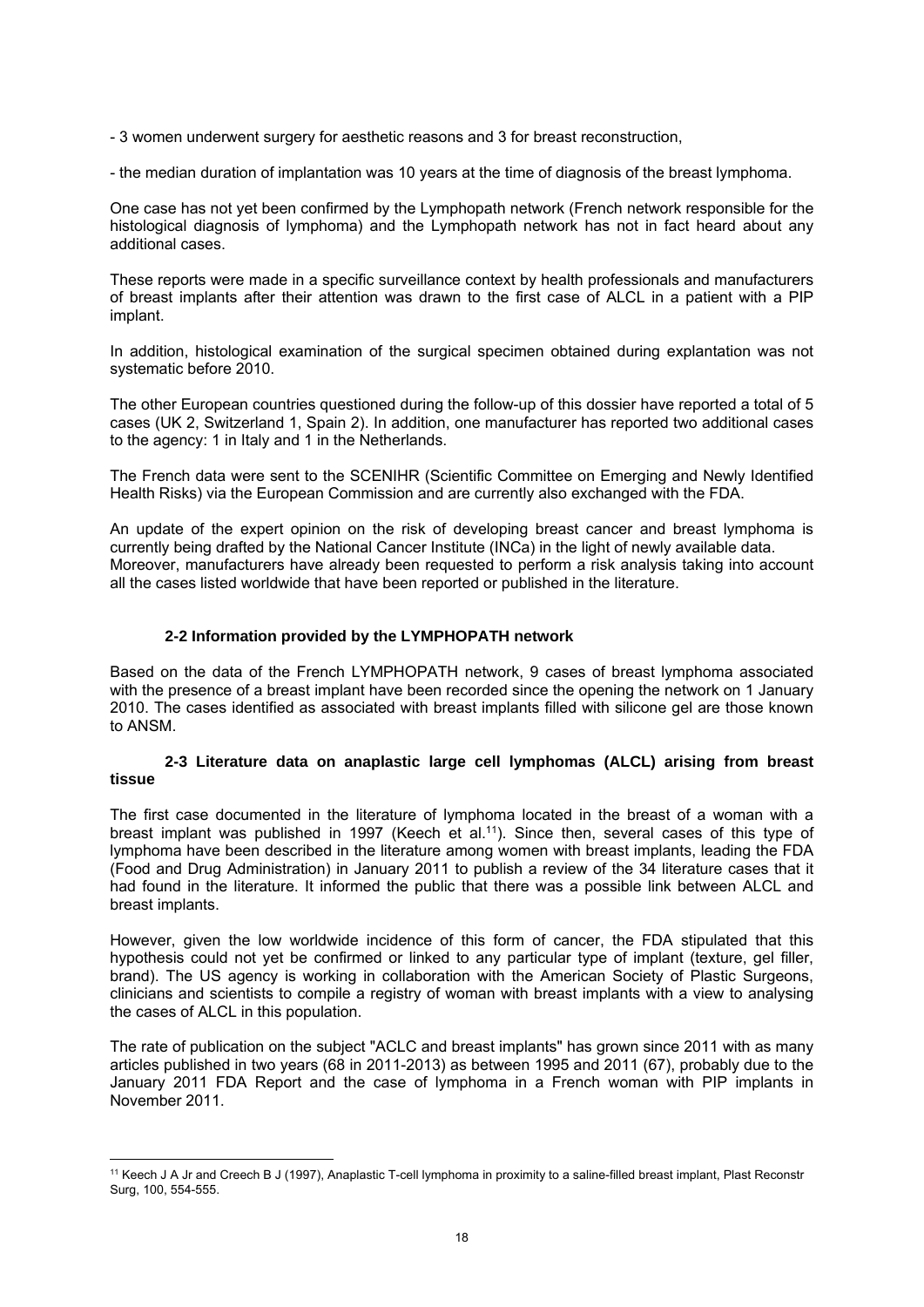- 3 women underwent surgery for aesthetic reasons and 3 for breast reconstruction,

- the median duration of implantation was 10 years at the time of diagnosis of the breast lymphoma.

One case has not yet been confirmed by the Lymphopath network (French network responsible for the histological diagnosis of lymphoma) and the Lymphopath network has not in fact heard about any additional cases.

These reports were made in a specific surveillance context by health professionals and manufacturers of breast implants after their attention was drawn to the first case of ALCL in a patient with a PIP implant.

In addition, histological examination of the surgical specimen obtained during explantation was not systematic before 2010.

The other European countries questioned during the follow-up of this dossier have reported a total of 5 cases (UK 2, Switzerland 1, Spain 2). In addition, one manufacturer has reported two additional cases to the agency: 1 in Italy and 1 in the Netherlands.

The French data were sent to the SCENIHR (Scientific Committee on Emerging and Newly Identified Health Risks) via the European Commission and are currently also exchanged with the FDA.

An update of the expert opinion on the risk of developing breast cancer and breast lymphoma is currently being drafted by the National Cancer Institute (INCa) in the light of newly available data. Moreover, manufacturers have already been requested to perform a risk analysis taking into account all the cases listed worldwide that have been reported or published in the literature.

### 2-2 Information provided by the LYMPHOPATH network

Based on the data of the French LYMPHOPATH network, 9 cases of breast lymphoma associated with the presence of a breast implant have been recorded since the opening the network on 1 January 2010. The cases identified as associated with breast implants filled with silicone gel are those known to ANSM.

### 2-3 Literature data on anaplastic large cell lymphomas (ALCL) arising from breast tissue

The first case documented in the literature of lymphoma located in the breast of a woman with a breast implant was published in 1997 (Keech et al.[11]). Since then, several cases of this type of lymphoma have been described in the literature among women with breast implants, leading the FDA (Food and Drug Administration) in January 2011 to publish a review of the 34 literature cases that it had found in the literature. It informed the public that there was a possible link between ALCL and breast implants.

However, given the low worldwide incidence of this form of cancer, the FDA stipulated that this hypothesis could not yet be confirmed or linked to any particular type of implant (texture, gel filler, brand). The US agency is working in collaboration with the American Society of Plastic Surgeons, clinicians and scientists to compile a registry of woman with breast implants with a view to analysing the cases of ALCL in this population.

The rate of publication on the subject "ACLC and breast implants" has grown since 2011 with as many articles published in two years (68 in 2011-2013) as between 1995 and 2011 (67), probably due to the January 2011 FDA Report and the case of lymphoma in a French woman with PIP implants in November 2011.

[11] Keech J A Jr and Creech B J (1997), Anaplastic T-cell lymphoma in proximity to a saline-filled breast implant, Plast Reconstr Surg, 100, 554-555.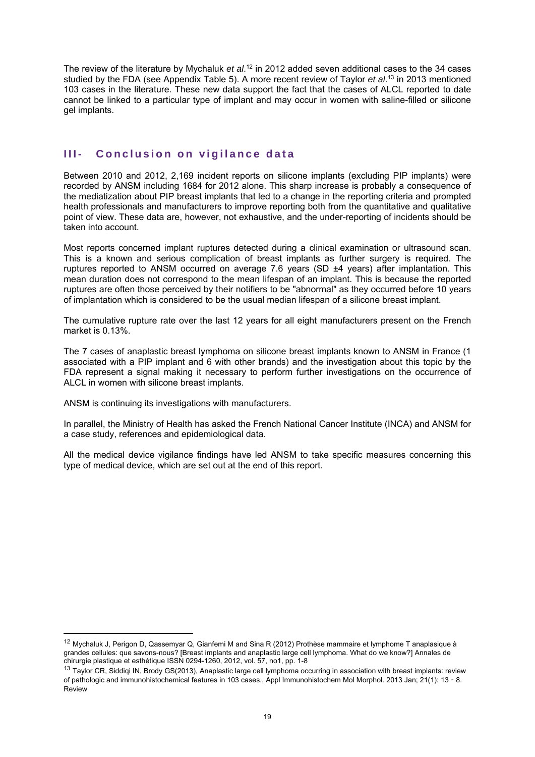The review of the literature by Mychaluk *et al*.[12] in 2012 added seven additional cases to the 34 cases studied by the FDA (see Appendix Table 5). A more recent review of Taylor *et al*.[13] in 2013 mentioned 103 cases in the literature. These new data support the fact that the cases of ALCL reported to date cannot be linked to a particular type of implant and may occur in women with saline-filled or silicone gel implants.

## III- Conclusion on vigilance data

Between 2010 and 2012, 2,169 incident reports on silicone implants (excluding PIP implants) were recorded by ANSM including 1684 for 2012 alone. This sharp increase is probably a consequence of the mediatization about PIP breast implants that led to a change in the reporting criteria and prompted health professionals and manufacturers to improve reporting both from the quantitative and qualitative point of view. These data are, however, not exhaustive, and the under-reporting of incidents should be taken into account.

Most reports concerned implant ruptures detected during a clinical examination or ultrasound scan. This is a known and serious complication of breast implants as further surgery is required. The ruptures reported to ANSM occurred on average 7.6 years (SD ±4 years) after implantation. This mean duration does not correspond to the mean lifespan of an implant. This is because the reported ruptures are often those perceived by their notifiers to be "abnormal" as they occurred before 10 years of implantation which is considered to be the usual median lifespan of a silicone breast implant.

The cumulative rupture rate over the last 12 years for all eight manufacturers present on the French market is 0.13%.

The 7 cases of anaplastic breast lymphoma on silicone breast implants known to ANSM in France (1 associated with a PIP implant and 6 with other brands) and the investigation about this topic by the FDA represent a signal making it necessary to perform further investigations on the occurrence of ALCL in women with silicone breast implants.

ANSM is continuing its investigations with manufacturers.

In parallel, the Ministry of Health has asked the French National Cancer Institute (INCA) and ANSM for a case study, references and epidemiological data.

All the medical device vigilance findings have led ANSM to take specific measures concerning this type of medical device, which are set out at the end of this report.

---

[12] Mychaluk J, Perigon D, Qassemyar Q, Gianfemi M and Sina R (2012) Prothèse mammaire et lymphome T anaplasique à grandes cellules: que savons-nous? [Breast implants and anaplastic large cell lymphoma. What do we know?] Annales de chirurgie plastique et esthétique ISSN 0294-1260, 2012, vol. 57, no1, pp. 1-8

[13] Taylor CR, Siddiqi IN, Brody GS(2013), Anaplastic large cell lymphoma occurring in association with breast implants: review of pathologic and immunohistochemical features in 103 cases., Appl Immunohistochem Mol Morphol. 2013 Jan; 21(1): 13 - 8. Review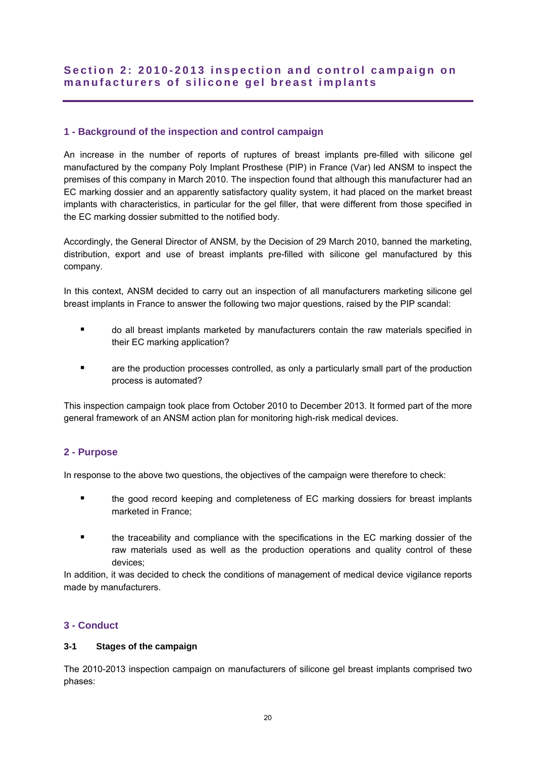## Section 2: 2010-2013 inspection and control campaign on manufacturers of silicone gel breast implants

### 1 - Background of the inspection and control campaign

An increase in the number of reports of ruptures of breast implants pre-filled with silicone gel manufactured by the company Poly Implant Prosthese (PIP) in France (Var) led ANSM to inspect the premises of this company in March 2010. The inspection found that although this manufacturer had an EC marking dossier and an apparently satisfactory quality system, it had placed on the market breast implants with characteristics, in particular for the gel filler, that were different from those specified in the EC marking dossier submitted to the notified body.

Accordingly, the General Director of ANSM, by the Decision of 29 March 2010, banned the marketing, distribution, export and use of breast implants pre-filled with silicone gel manufactured by this company.

In this context, ANSM decided to carry out an inspection of all manufacturers marketing silicone gel breast implants in France to answer the following two major questions, raised by the PIP scandal:

- do all breast implants marketed by manufacturers contain the raw materials specified in their EC marking application?
- are the production processes controlled, as only a particularly small part of the production process is automated?

This inspection campaign took place from October 2010 to December 2013. It formed part of the more general framework of an ANSM action plan for monitoring high-risk medical devices.

### 2 - Purpose

In response to the above two questions, the objectives of the campaign were therefore to check:

- the good record keeping and completeness of EC marking dossiers for breast implants marketed in France;
- the traceability and compliance with the specifications in the EC marking dossier of the raw materials used as well as the production operations and quality control of these devices;

In addition, it was decided to check the conditions of management of medical device vigilance reports made by manufacturers.

### 3 - Conduct

#### 3-1 Stages of the campaign

The 2010-2013 inspection campaign on manufacturers of silicone gel breast implants comprised two phases: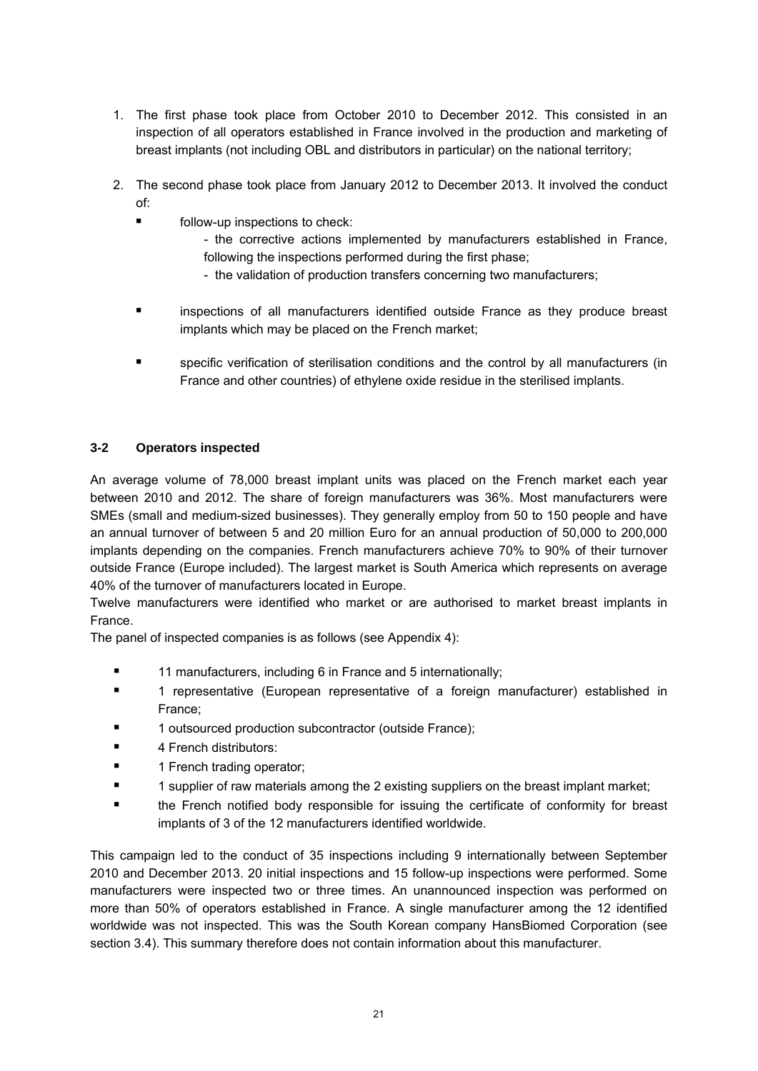1. The first phase took place from October 2010 to December 2012. This consisted in an inspection of all operators established in France involved in the production and marketing of breast implants (not including OBL and distributors in particular) on the national territory;

2. The second phase took place from January 2012 to December 2013. It involved the conduct of:
   - follow-up inspections to check:
     - the corrective actions implemented by manufacturers established in France, following the inspections performed during the first phase;
     - the validation of production transfers concerning two manufacturers;
   - inspections of all manufacturers identified outside France as they produce breast implants which may be placed on the French market;
   - specific verification of sterilisation conditions and the control by all manufacturers (in France and other countries) of ethylene oxide residue in the sterilised implants.

### 3-2 Operators inspected

An average volume of 78,000 breast implant units was placed on the French market each year between 2010 and 2012. The share of foreign manufacturers was 36%. Most manufacturers were SMEs (small and medium-sized businesses). They generally employ from 50 to 150 people and have an annual turnover of between 5 and 20 million Euro for an annual production of 50,000 to 200,000 implants depending on the companies. French manufacturers achieve 70% to 90% of their turnover outside France (Europe included). The largest market is South America which represents on average 40% of the turnover of manufacturers located in Europe.

Twelve manufacturers were identified who market or are authorised to market breast implants in France.

The panel of inspected companies is as follows (see Appendix 4):

- 11 manufacturers, including 6 in France and 5 internationally;
- 1 representative (European representative of a foreign manufacturer) established in France;
- 1 outsourced production subcontractor (outside France);
- 4 French distributors:
- 1 French trading operator;
- 1 supplier of raw materials among the 2 existing suppliers on the breast implant market;
- the French notified body responsible for issuing the certificate of conformity for breast implants of 3 of the 12 manufacturers identified worldwide.

This campaign led to the conduct of 35 inspections including 9 internationally between September 2010 and December 2013. 20 initial inspections and 15 follow-up inspections were performed. Some manufacturers were inspected two or three times. An unannounced inspection was performed on more than 50% of operators established in France. A single manufacturer among the 12 identified worldwide was not inspected. This was the South Korean company HansBiomed Corporation (see section 3.4). This summary therefore does not contain information about this manufacturer.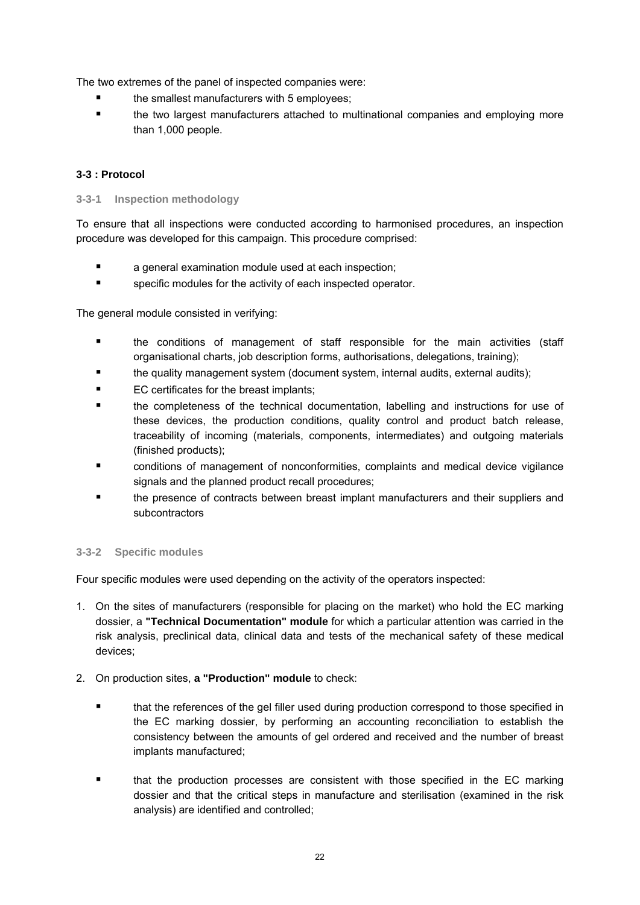The two extremes of the panel of inspected companies were:

- the smallest manufacturers with 5 employees;
- the two largest manufacturers attached to multinational companies and employing more than 1,000 people.

### 3-3 : Protocol

#### 3-3-1 Inspection methodology

To ensure that all inspections were conducted according to harmonised procedures, an inspection procedure was developed for this campaign. This procedure comprised:

- a general examination module used at each inspection;
- specific modules for the activity of each inspected operator.

The general module consisted in verifying:

- the conditions of management of staff responsible for the main activities (staff organisational charts, job description forms, authorisations, delegations, training);
- the quality management system (document system, internal audits, external audits);
- EC certificates for the breast implants;
- the completeness of the technical documentation, labelling and instructions for use of these devices, the production conditions, quality control and product batch release, traceability of incoming (materials, components, intermediates) and outgoing materials (finished products);
- conditions of management of nonconformities, complaints and medical device vigilance signals and the planned product recall procedures;
- the presence of contracts between breast implant manufacturers and their suppliers and subcontractors

#### 3-3-2 Specific modules

Four specific modules were used depending on the activity of the operators inspected:

1. On the sites of manufacturers (responsible for placing on the market) who hold the EC marking dossier, a **"Technical Documentation" module** for which a particular attention was carried in the risk analysis, preclinical data, clinical data and tests of the mechanical safety of these medical devices;

2. On production sites, **a "Production" module** to check:

   - that the references of the gel filler used during production correspond to those specified in the EC marking dossier, by performing an accounting reconciliation to establish the consistency between the amounts of gel ordered and received and the number of breast implants manufactured;

   - that the production processes are consistent with those specified in the EC marking dossier and that the critical steps in manufacture and sterilisation (examined in the risk analysis) are identified and controlled;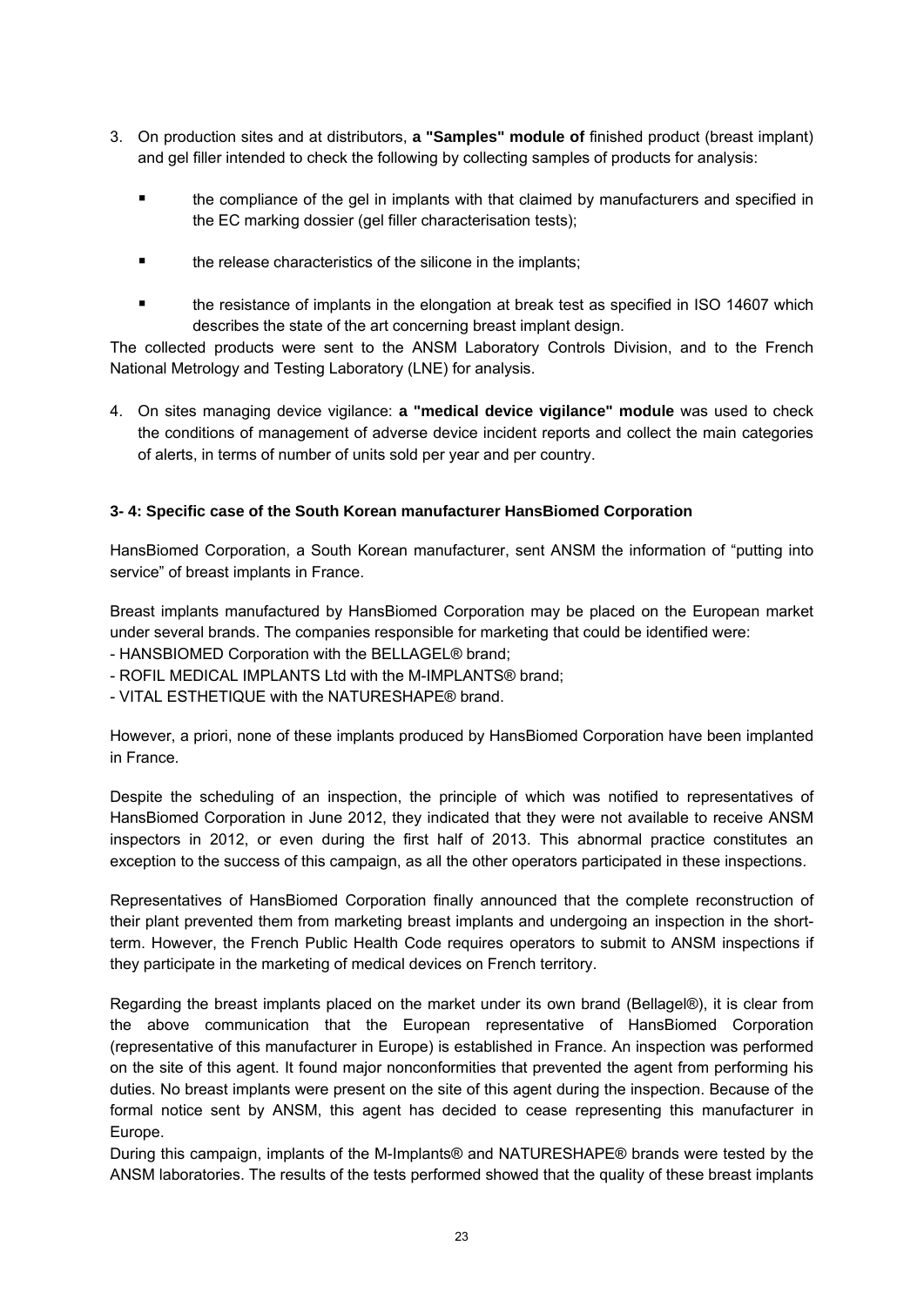3. On production sites and at distributors, **a "Samples" module of** finished product (breast implant) and gel filler intended to check the following by collecting samples of products for analysis:

   - the compliance of the gel in implants with that claimed by manufacturers and specified in the EC marking dossier (gel filler characterisation tests);
   - the release characteristics of the silicone in the implants;
   - the resistance of implants in the elongation at break test as specified in ISO 14607 which describes the state of the art concerning breast implant design.

The collected products were sent to the ANSM Laboratory Controls Division, and to the French National Metrology and Testing Laboratory (LNE) for analysis.

4. On sites managing device vigilance: **a "medical device vigilance" module** was used to check the conditions of management of adverse device incident reports and collect the main categories of alerts, in terms of number of units sold per year and per country.

### 3- 4: Specific case of the South Korean manufacturer HansBiomed Corporation

HansBiomed Corporation, a South Korean manufacturer, sent ANSM the information of "putting into service" of breast implants in France.

Breast implants manufactured by HansBiomed Corporation may be placed on the European market under several brands. The companies responsible for marketing that could be identified were:
- HANSBIOMED Corporation with the BELLAGEL® brand;
- ROFIL MEDICAL IMPLANTS Ltd with the M-IMPLANTS® brand;
- VITAL ESTHETIQUE with the NATURESHAPE® brand.

However, a priori, none of these implants produced by HansBiomed Corporation have been implanted in France.

Despite the scheduling of an inspection, the principle of which was notified to representatives of HansBiomed Corporation in June 2012, they indicated that they were not available to receive ANSM inspectors in 2012, or even during the first half of 2013. This abnormal practice constitutes an exception to the success of this campaign, as all the other operators participated in these inspections.

Representatives of HansBiomed Corporation finally announced that the complete reconstruction of their plant prevented them from marketing breast implants and undergoing an inspection in the short-term. However, the French Public Health Code requires operators to submit to ANSM inspections if they participate in the marketing of medical devices on French territory.

Regarding the breast implants placed on the market under its own brand (Bellagel®), it is clear from the above communication that the European representative of HansBiomed Corporation (representative of this manufacturer in Europe) is established in France. An inspection was performed on the site of this agent. It found major nonconformities that prevented the agent from performing his duties. No breast implants were present on the site of this agent during the inspection. Because of the formal notice sent by ANSM, this agent has decided to cease representing this manufacturer in Europe.

During this campaign, implants of the M-Implants® and NATURESHAPE® brands were tested by the ANSM laboratories. The results of the tests performed showed that the quality of these breast implants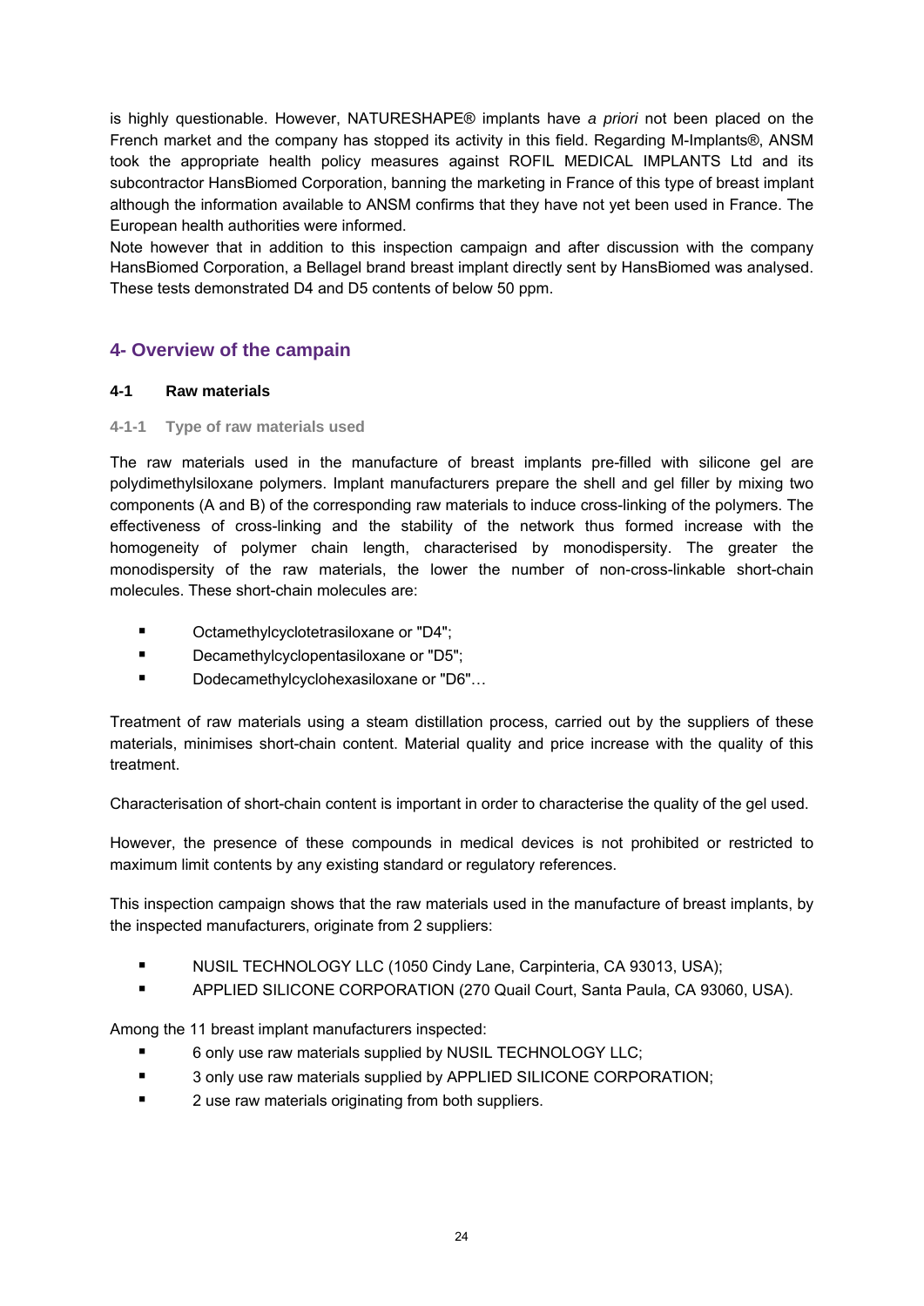is highly questionable. However, NATURESHAPE® implants have *a priori* not been placed on the French market and the company has stopped its activity in this field. Regarding M-Implants®, ANSM took the appropriate health policy measures against ROFIL MEDICAL IMPLANTS Ltd and its subcontractor HansBiomed Corporation, banning the marketing in France of this type of breast implant although the information available to ANSM confirms that they have not yet been used in France. The European health authorities were informed.

Note however that in addition to this inspection campaign and after discussion with the company HansBiomed Corporation, a Bellagel brand breast implant directly sent by HansBiomed was analysed. These tests demonstrated D4 and D5 contents of below 50 ppm.

## 4- Overview of the campain

### 4-1 Raw materials

#### 4-1-1 Type of raw materials used

The raw materials used in the manufacture of breast implants pre-filled with silicone gel are polydimethylsiloxane polymers. Implant manufacturers prepare the shell and gel filler by mixing two components (A and B) of the corresponding raw materials to induce cross-linking of the polymers. The effectiveness of cross-linking and the stability of the network thus formed increase with the homogeneity of polymer chain length, characterised by monodispersity. The greater the monodispersity of the raw materials, the lower the number of non-cross-linkable short-chain molecules. These short-chain molecules are:

- Octamethylcyclotetrasiloxane or "D4";
- Decamethylcyclopentasiloxane or "D5";
- Dodecamethylcyclohexasiloxane or "D6"…

Treatment of raw materials using a steam distillation process, carried out by the suppliers of these materials, minimises short-chain content. Material quality and price increase with the quality of this treatment.

Characterisation of short-chain content is important in order to characterise the quality of the gel used.

However, the presence of these compounds in medical devices is not prohibited or restricted to maximum limit contents by any existing standard or regulatory references.

This inspection campaign shows that the raw materials used in the manufacture of breast implants, by the inspected manufacturers, originate from 2 suppliers:

- NUSIL TECHNOLOGY LLC (1050 Cindy Lane, Carpinteria, CA 93013, USA);
- APPLIED SILICONE CORPORATION (270 Quail Court, Santa Paula, CA 93060, USA).

Among the 11 breast implant manufacturers inspected:

- 6 only use raw materials supplied by NUSIL TECHNOLOGY LLC;
- 3 only use raw materials supplied by APPLIED SILICONE CORPORATION;
- 2 use raw materials originating from both suppliers.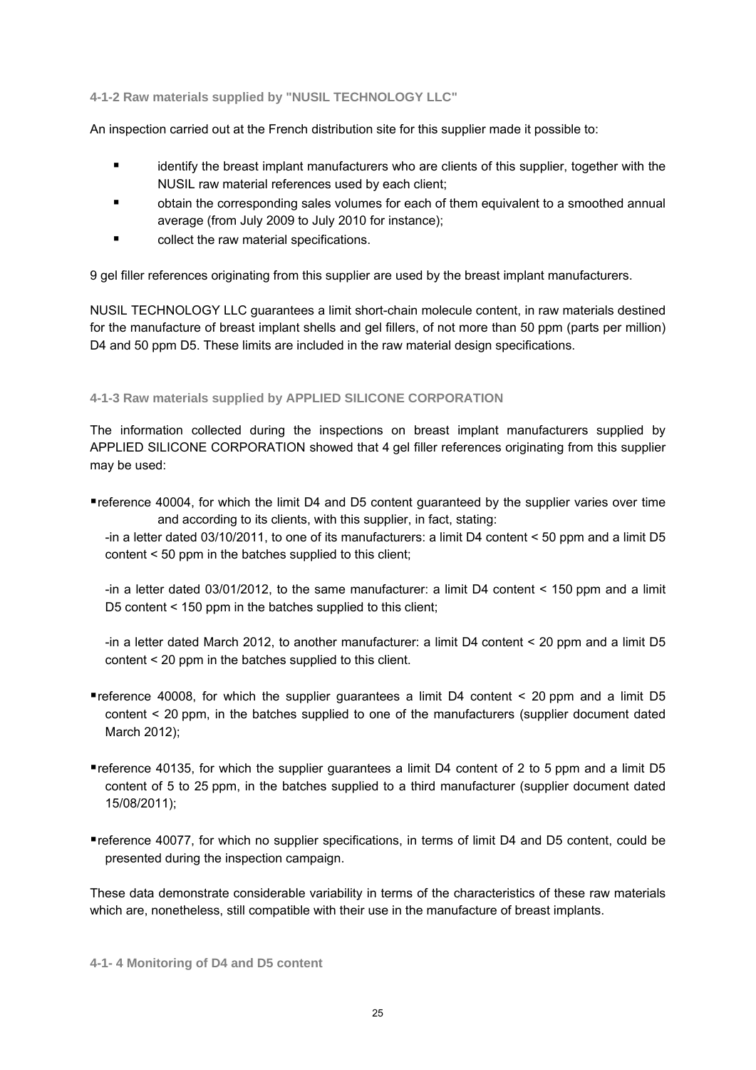#### 4-1-2 Raw materials supplied by "NUSIL TECHNOLOGY LLC"

An inspection carried out at the French distribution site for this supplier made it possible to:

- identify the breast implant manufacturers who are clients of this supplier, together with the NUSIL raw material references used by each client;
- obtain the corresponding sales volumes for each of them equivalent to a smoothed annual average (from July 2009 to July 2010 for instance);
- collect the raw material specifications.

9 gel filler references originating from this supplier are used by the breast implant manufacturers.

NUSIL TECHNOLOGY LLC guarantees a limit short-chain molecule content, in raw materials destined for the manufacture of breast implant shells and gel fillers, of not more than 50 ppm (parts per million) D4 and 50 ppm D5. These limits are included in the raw material design specifications.

#### 4-1-3 Raw materials supplied by APPLIED SILICONE CORPORATION

The information collected during the inspections on breast implant manufacturers supplied by APPLIED SILICONE CORPORATION showed that 4 gel filler references originating from this supplier may be used:

- reference 40004, for which the limit D4 and D5 content guaranteed by the supplier varies over time and according to its clients, with this supplier, in fact, stating:

  -in a letter dated 03/10/2011, to one of its manufacturers: a limit D4 content < 50 ppm and a limit D5 content < 50 ppm in the batches supplied to this client;

  -in a letter dated 03/01/2012, to the same manufacturer: a limit D4 content < 150 ppm and a limit D5 content < 150 ppm in the batches supplied to this client;

  -in a letter dated March 2012, to another manufacturer: a limit D4 content < 20 ppm and a limit D5 content < 20 ppm in the batches supplied to this client.

- reference 40008, for which the supplier guarantees a limit D4 content < 20 ppm and a limit D5 content < 20 ppm, in the batches supplied to one of the manufacturers (supplier document dated March 2012);

- reference 40135, for which the supplier guarantees a limit D4 content of 2 to 5 ppm and a limit D5 content of 5 to 25 ppm, in the batches supplied to a third manufacturer (supplier document dated 15/08/2011);

- reference 40077, for which no supplier specifications, in terms of limit D4 and D5 content, could be presented during the inspection campaign.

These data demonstrate considerable variability in terms of the characteristics of these raw materials which are, nonetheless, still compatible with their use in the manufacture of breast implants.

#### 4-1- 4 Monitoring of D4 and D5 content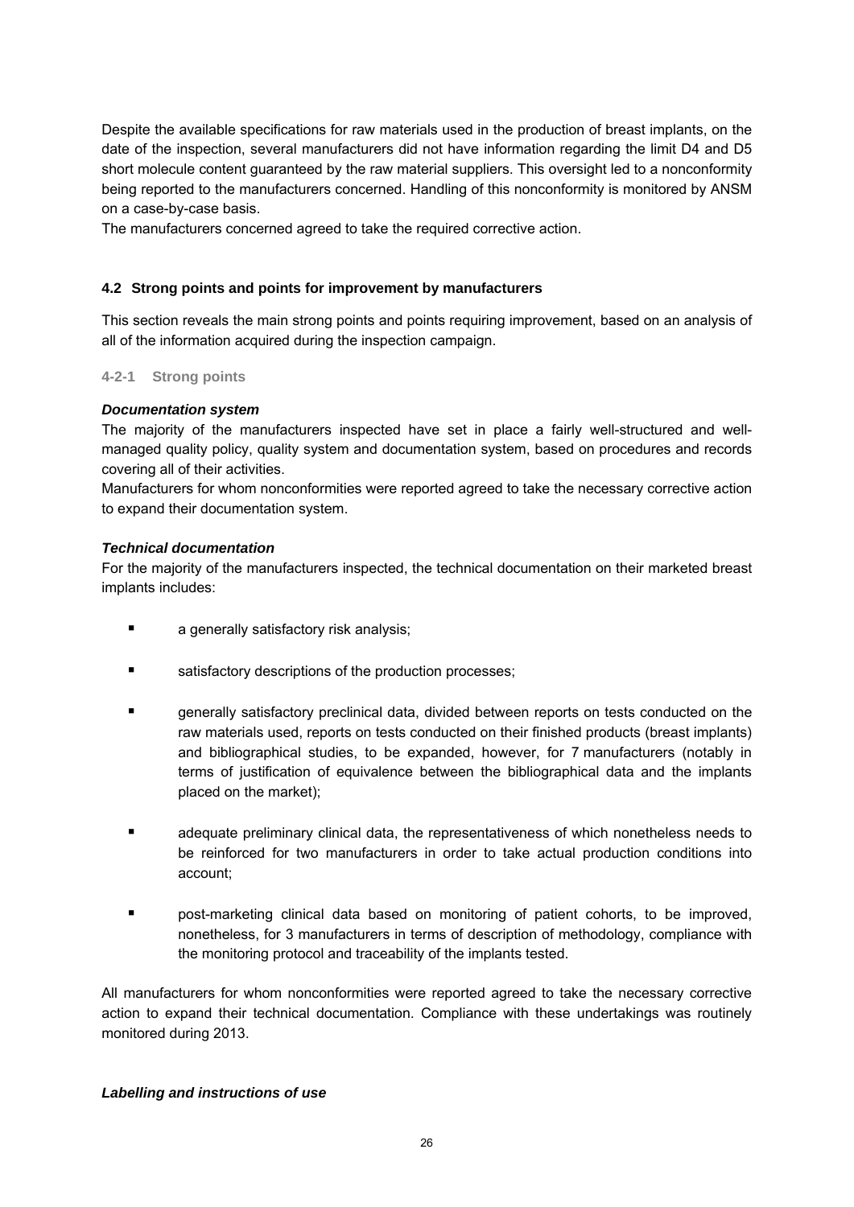Despite the available specifications for raw materials used in the production of breast implants, on the date of the inspection, several manufacturers did not have information regarding the limit D4 and D5 short molecule content guaranteed by the raw material suppliers. This oversight led to a nonconformity being reported to the manufacturers concerned. Handling of this nonconformity is monitored by ANSM on a case-by-case basis.

The manufacturers concerned agreed to take the required corrective action.

### 4.2 Strong points and points for improvement by manufacturers

This section reveals the main strong points and points requiring improvement, based on an analysis of all of the information acquired during the inspection campaign.

#### 4-2-1 Strong points

***Documentation system***

The majority of the manufacturers inspected have set in place a fairly well-structured and well-managed quality policy, quality system and documentation system, based on procedures and records covering all of their activities.

Manufacturers for whom nonconformities were reported agreed to take the necessary corrective action to expand their documentation system.

***Technical documentation***

For the majority of the manufacturers inspected, the technical documentation on their marketed breast implants includes:

- a generally satisfactory risk analysis;
- satisfactory descriptions of the production processes;
- generally satisfactory preclinical data, divided between reports on tests conducted on the raw materials used, reports on tests conducted on their finished products (breast implants) and bibliographical studies, to be expanded, however, for 7 manufacturers (notably in terms of justification of equivalence between the bibliographical data and the implants placed on the market);
- adequate preliminary clinical data, the representativeness of which nonetheless needs to be reinforced for two manufacturers in order to take actual production conditions into account;
- post-marketing clinical data based on monitoring of patient cohorts, to be improved, nonetheless, for 3 manufacturers in terms of description of methodology, compliance with the monitoring protocol and traceability of the implants tested.

All manufacturers for whom nonconformities were reported agreed to take the necessary corrective action to expand their technical documentation. Compliance with these undertakings was routinely monitored during 2013.

***Labelling and instructions of use***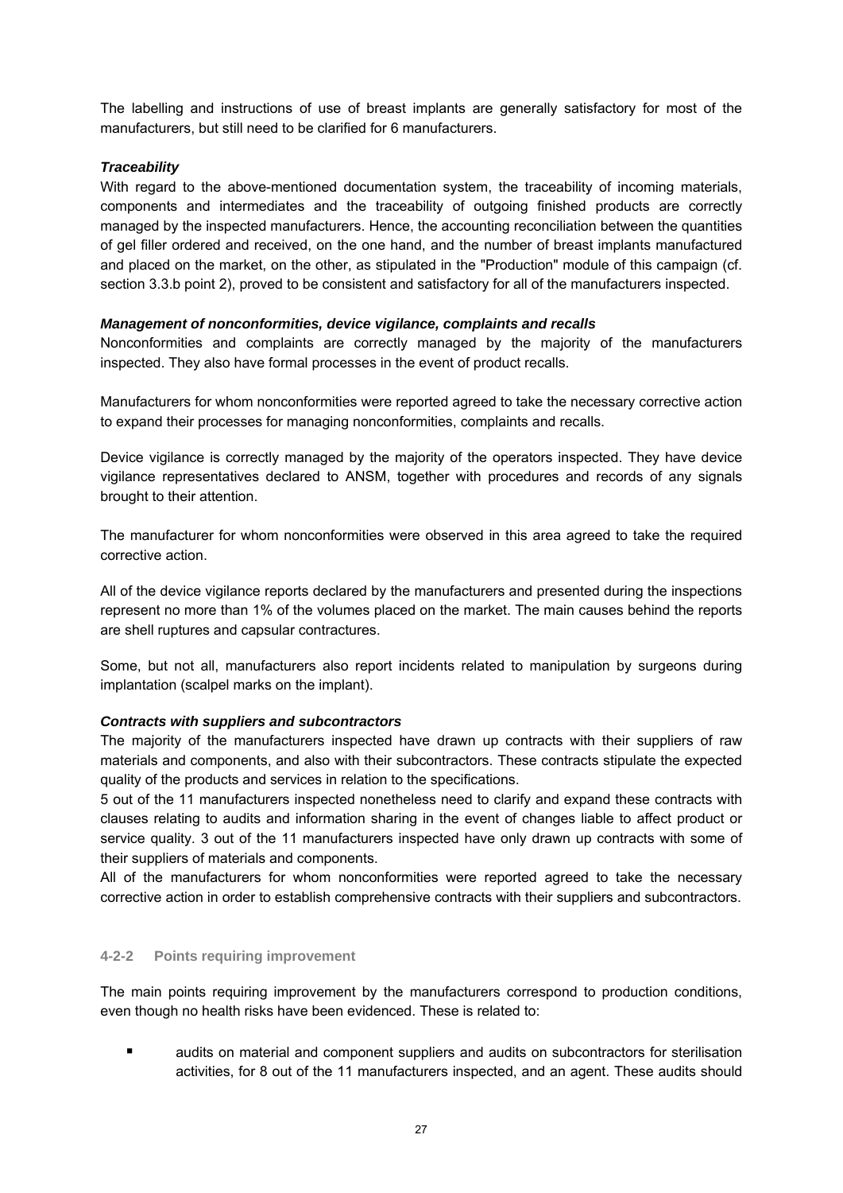The labelling and instructions of use of breast implants are generally satisfactory for most of the manufacturers, but still need to be clarified for 6 manufacturers.

***Traceability***

With regard to the above-mentioned documentation system, the traceability of incoming materials, components and intermediates and the traceability of outgoing finished products are correctly managed by the inspected manufacturers. Hence, the accounting reconciliation between the quantities of gel filler ordered and received, on the one hand, and the number of breast implants manufactured and placed on the market, on the other, as stipulated in the "Production" module of this campaign (cf. section 3.3.b point 2), proved to be consistent and satisfactory for all of the manufacturers inspected.

***Management of nonconformities, device vigilance, complaints and recalls***

Nonconformities and complaints are correctly managed by the majority of the manufacturers inspected. They also have formal processes in the event of product recalls.

Manufacturers for whom nonconformities were reported agreed to take the necessary corrective action to expand their processes for managing nonconformities, complaints and recalls.

Device vigilance is correctly managed by the majority of the operators inspected. They have device vigilance representatives declared to ANSM, together with procedures and records of any signals brought to their attention.

The manufacturer for whom nonconformities were observed in this area agreed to take the required corrective action.

All of the device vigilance reports declared by the manufacturers and presented during the inspections represent no more than 1% of the volumes placed on the market. The main causes behind the reports are shell ruptures and capsular contractures.

Some, but not all, manufacturers also report incidents related to manipulation by surgeons during implantation (scalpel marks on the implant).

***Contracts with suppliers and subcontractors***

The majority of the manufacturers inspected have drawn up contracts with their suppliers of raw materials and components, and also with their subcontractors. These contracts stipulate the expected quality of the products and services in relation to the specifications.

5 out of the 11 manufacturers inspected nonetheless need to clarify and expand these contracts with clauses relating to audits and information sharing in the event of changes liable to affect product or service quality. 3 out of the 11 manufacturers inspected have only drawn up contracts with some of their suppliers of materials and components.

All of the manufacturers for whom nonconformities were reported agreed to take the necessary corrective action in order to establish comprehensive contracts with their suppliers and subcontractors.

#### 4-2-2 Points requiring improvement

The main points requiring improvement by the manufacturers correspond to production conditions, even though no health risks have been evidenced. These is related to:

- audits on material and component suppliers and audits on subcontractors for sterilisation activities, for 8 out of the 11 manufacturers inspected, and an agent. These audits should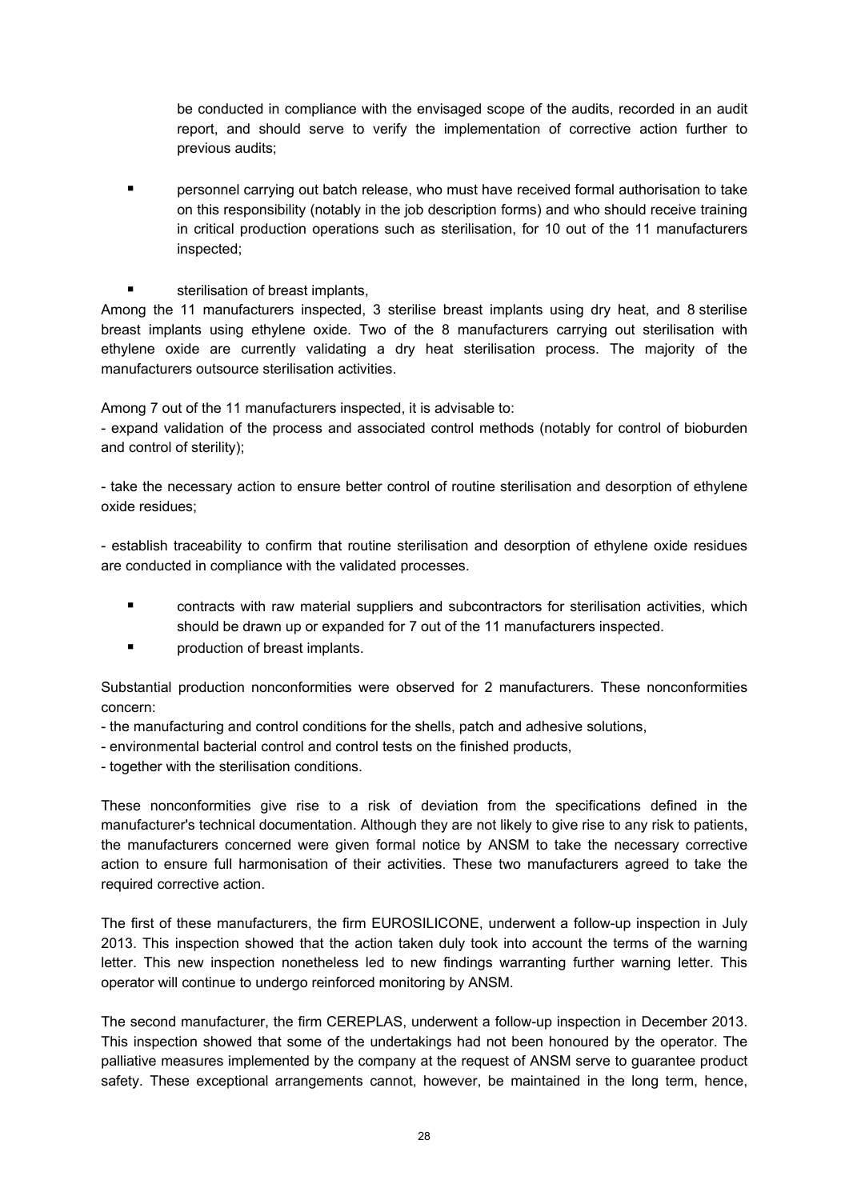be conducted in compliance with the envisaged scope of the audits, recorded in an audit report, and should serve to verify the implementation of corrective action further to previous audits;

- personnel carrying out batch release, who must have received formal authorisation to take on this responsibility (notably in the job description forms) and who should receive training in critical production operations such as sterilisation, for 10 out of the 11 manufacturers inspected;

- sterilisation of breast implants,

Among the 11 manufacturers inspected, 3 sterilise breast implants using dry heat, and 8 sterilise breast implants using ethylene oxide. Two of the 8 manufacturers carrying out sterilisation with ethylene oxide are currently validating a dry heat sterilisation process. The majority of the manufacturers outsource sterilisation activities.

Among 7 out of the 11 manufacturers inspected, it is advisable to:

- expand validation of the process and associated control methods (notably for control of bioburden and control of sterility);

- take the necessary action to ensure better control of routine sterilisation and desorption of ethylene oxide residues;

- establish traceability to confirm that routine sterilisation and desorption of ethylene oxide residues are conducted in compliance with the validated processes.

- contracts with raw material suppliers and subcontractors for sterilisation activities, which should be drawn up or expanded for 7 out of the 11 manufacturers inspected.
- production of breast implants.

Substantial production nonconformities were observed for 2 manufacturers. These nonconformities concern:

- the manufacturing and control conditions for the shells, patch and adhesive solutions,
- environmental bacterial control and control tests on the finished products,
- together with the sterilisation conditions.

These nonconformities give rise to a risk of deviation from the specifications defined in the manufacturer's technical documentation. Although they are not likely to give rise to any risk to patients, the manufacturers concerned were given formal notice by ANSM to take the necessary corrective action to ensure full harmonisation of their activities. These two manufacturers agreed to take the required corrective action.

The first of these manufacturers, the firm EUROSILICONE, underwent a follow-up inspection in July 2013. This inspection showed that the action taken duly took into account the terms of the warning letter. This new inspection nonetheless led to new findings warranting further warning letter. This operator will continue to undergo reinforced monitoring by ANSM.

The second manufacturer, the firm CEREPLAS, underwent a follow-up inspection in December 2013. This inspection showed that some of the undertakings had not been honoured by the operator. The palliative measures implemented by the company at the request of ANSM serve to guarantee product safety. These exceptional arrangements cannot, however, be maintained in the long term, hence,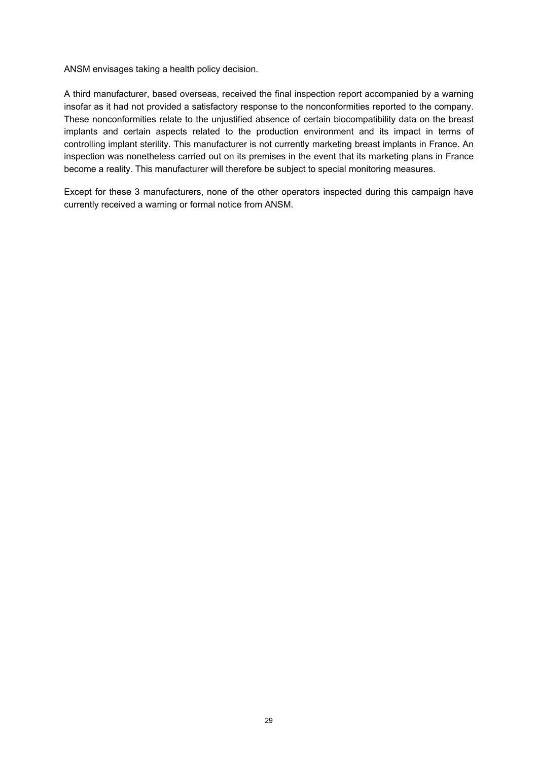ANSM envisages taking a health policy decision.

A third manufacturer, based overseas, received the final inspection report accompanied by a warning insofar as it had not provided a satisfactory response to the nonconformities reported to the company. These nonconformities relate to the unjustified absence of certain biocompatibility data on the breast implants and certain aspects related to the production environment and its impact in terms of controlling implant sterility. This manufacturer is not currently marketing breast implants in France. An inspection was nonetheless carried out on its premises in the event that its marketing plans in France become a reality. This manufacturer will therefore be subject to special monitoring measures.

Except for these 3 manufacturers, none of the other operators inspected during this campaign have currently received a warning or formal notice from ANSM.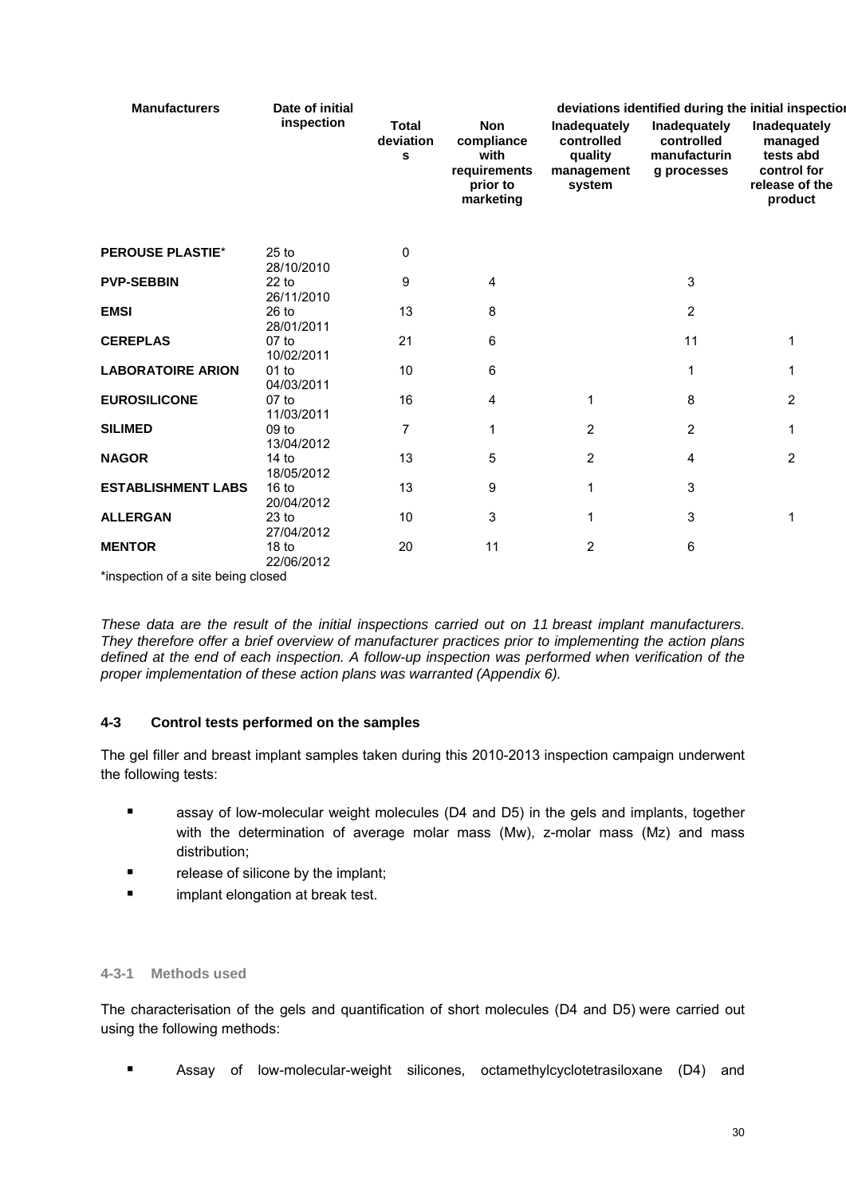| Manufacturers | Date of initial inspection | Total deviations | deviations identified during the initial inspection | | | |
|---|---|---|---|---|---|---|
| | | | Non compliance with requirements prior to marketing | Inadequately controlled quality management system | Inadequately controlled manufacturing processes | Inadequately managed tests abd control for release of the product |
| **PEROUSE PLASTIE*** | 25 to 28/10/2010 | 0 | | | | |
| **PVP-SEBBIN** | 22 to 26/11/2010 | 9 | 4 | | 3 | |
| **EMSI** | 26 to 28/01/2011 | 13 | 8 | | 2 | |
| **CEREPLAS** | 07 to 10/02/2011 | 21 | 6 | | 11 | 1 |
| **LABORATOIRE ARION** | 01 to 04/03/2011 | 10 | 6 | | 1 | 1 |
| **EUROSILICONE** | 07 to 11/03/2011 | 16 | 4 | 1 | 8 | 2 |
| **SILIMED** | 09 to 13/04/2012 | 7 | 1 | 2 | 2 | 1 |
| **NAGOR** | 14 to 18/05/2012 | 13 | 5 | 2 | 4 | 2 |
| **ESTABLISHMENT LABS** | 16 to 20/04/2012 | 13 | 9 | 1 | 3 | |
| **ALLERGAN** | 23 to 27/04/2012 | 10 | 3 | 1 | 3 | 1 |
| **MENTOR** | 18 to 22/06/2012 | 20 | 11 | 2 | 6 | |

*inspection of a site being closed

*These data are the result of the initial inspections carried out on 11 breast implant manufacturers. They therefore offer a brief overview of manufacturer practices prior to implementing the action plans defined at the end of each inspection. A follow-up inspection was performed when verification of the proper implementation of these action plans was warranted (Appendix 6).*

### 4-3 Control tests performed on the samples

The gel filler and breast implant samples taken during this 2010-2013 inspection campaign underwent the following tests:

- assay of low-molecular weight molecules (D4 and D5) in the gels and implants, together with the determination of average molar mass (Mw), z-molar mass (Mz) and mass distribution;
- release of silicone by the implant;
- implant elongation at break test.

#### 4-3-1 Methods used

The characterisation of the gels and quantification of short molecules (D4 and D5) were carried out using the following methods:

- Assay of low-molecular-weight silicones, octamethylcyclotetrasiloxane (D4) and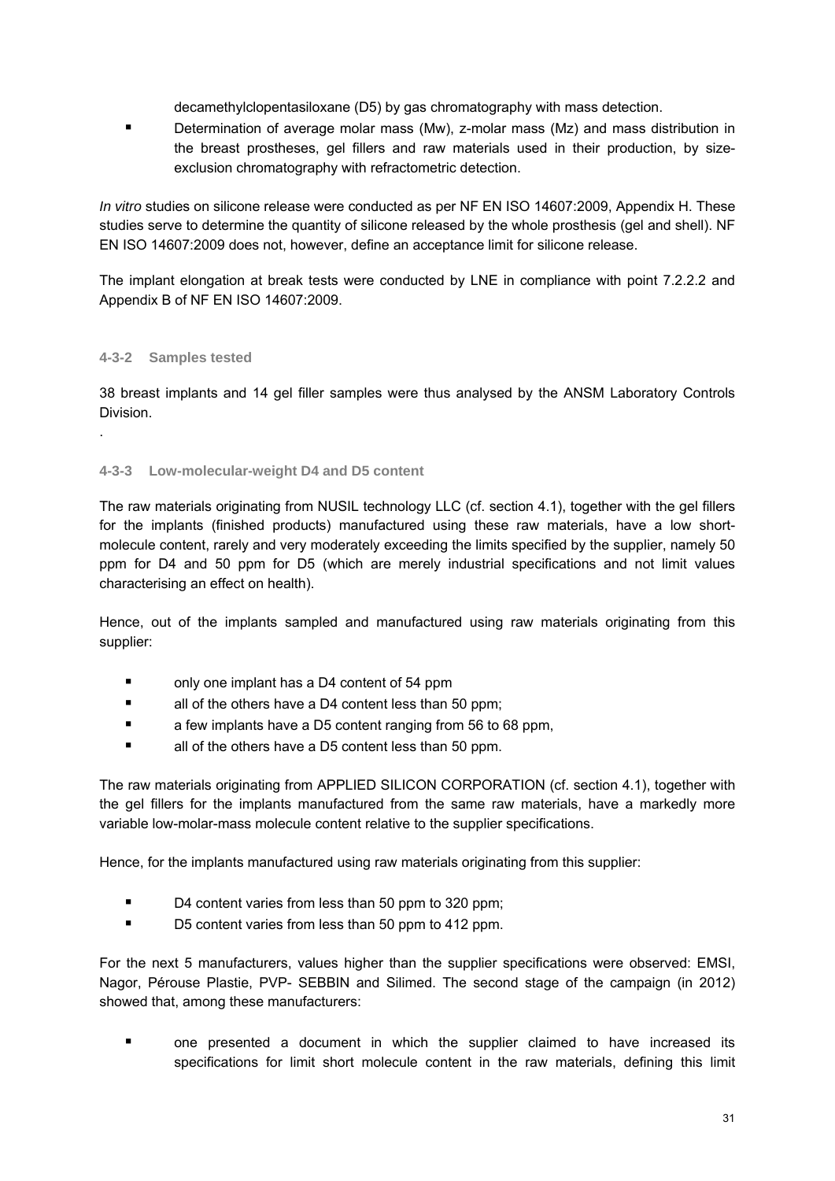decamethylclopentasiloxane (D5) by gas chromatography with mass detection.

- Determination of average molar mass (Mw), z-molar mass (Mz) and mass distribution in the breast prostheses, gel fillers and raw materials used in their production, by size-exclusion chromatography with refractometric detection.

*In vitro* studies on silicone release were conducted as per NF EN ISO 14607:2009, Appendix H. These studies serve to determine the quantity of silicone released by the whole prosthesis (gel and shell). NF EN ISO 14607:2009 does not, however, define an acceptance limit for silicone release.

The implant elongation at break tests were conducted by LNE in compliance with point 7.2.2.2 and Appendix B of NF EN ISO 14607:2009.

#### 4-3-2 Samples tested

38 breast implants and 14 gel filler samples were thus analysed by the ANSM Laboratory Controls Division.

.

#### 4-3-3 Low-molecular-weight D4 and D5 content

The raw materials originating from NUSIL technology LLC (cf. section 4.1), together with the gel fillers for the implants (finished products) manufactured using these raw materials, have a low short-molecule content, rarely and very moderately exceeding the limits specified by the supplier, namely 50 ppm for D4 and 50 ppm for D5 (which are merely industrial specifications and not limit values characterising an effect on health).

Hence, out of the implants sampled and manufactured using raw materials originating from this supplier:

- only one implant has a D4 content of 54 ppm
- all of the others have a D4 content less than 50 ppm;
- a few implants have a D5 content ranging from 56 to 68 ppm,
- all of the others have a D5 content less than 50 ppm.

The raw materials originating from APPLIED SILICON CORPORATION (cf. section 4.1), together with the gel fillers for the implants manufactured from the same raw materials, have a markedly more variable low-molar-mass molecule content relative to the supplier specifications.

Hence, for the implants manufactured using raw materials originating from this supplier:

- D4 content varies from less than 50 ppm to 320 ppm;
- D5 content varies from less than 50 ppm to 412 ppm.

For the next 5 manufacturers, values higher than the supplier specifications were observed: EMSI, Nagor, Pérouse Plastie, PVP- SEBBIN and Silimed. The second stage of the campaign (in 2012) showed that, among these manufacturers:

- one presented a document in which the supplier claimed to have increased its specifications for limit short molecule content in the raw materials, defining this limit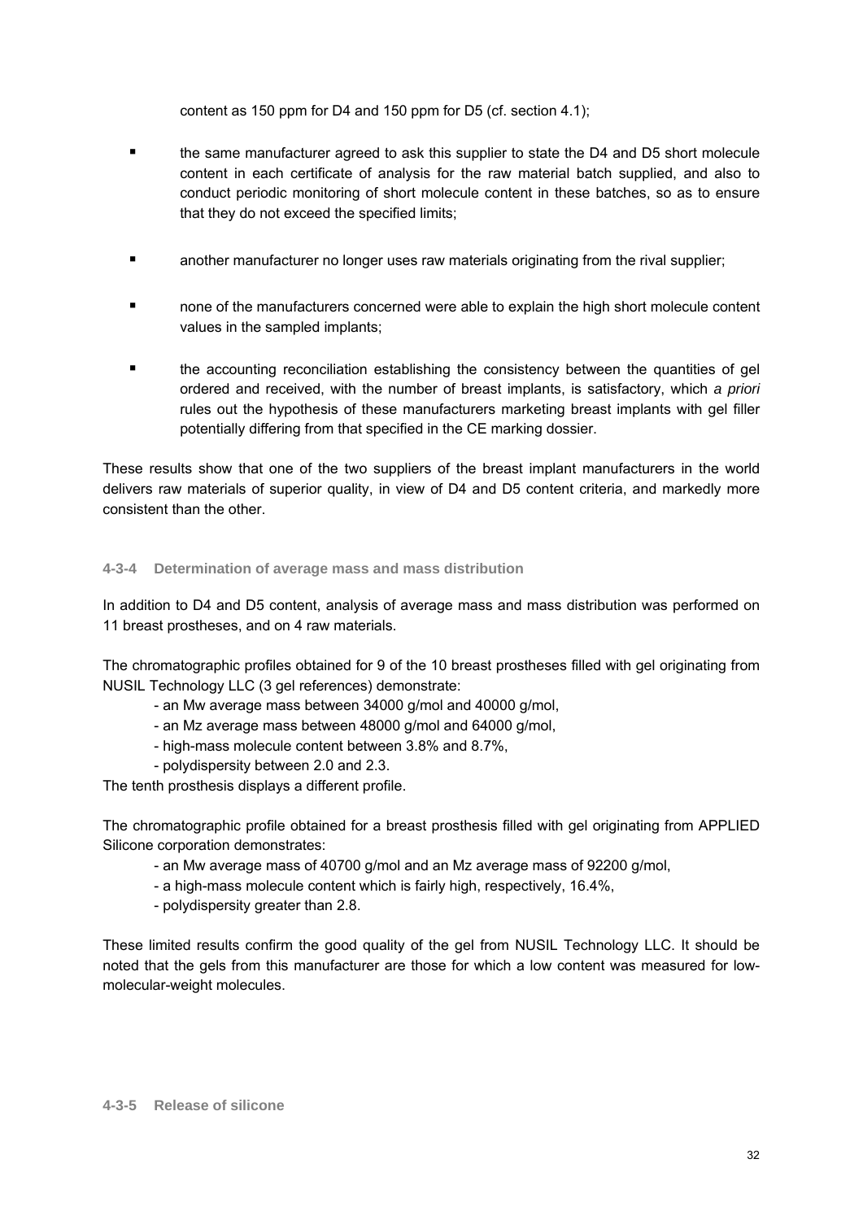content as 150 ppm for D4 and 150 ppm for D5 (cf. section 4.1);

- the same manufacturer agreed to ask this supplier to state the D4 and D5 short molecule content in each certificate of analysis for the raw material batch supplied, and also to conduct periodic monitoring of short molecule content in these batches, so as to ensure that they do not exceed the specified limits;
- another manufacturer no longer uses raw materials originating from the rival supplier;
- none of the manufacturers concerned were able to explain the high short molecule content values in the sampled implants;
- the accounting reconciliation establishing the consistency between the quantities of gel ordered and received, with the number of breast implants, is satisfactory, which *a priori* rules out the hypothesis of these manufacturers marketing breast implants with gel filler potentially differing from that specified in the CE marking dossier.

These results show that one of the two suppliers of the breast implant manufacturers in the world delivers raw materials of superior quality, in view of D4 and D5 content criteria, and markedly more consistent than the other.

#### 4-3-4 Determination of average mass and mass distribution

In addition to D4 and D5 content, analysis of average mass and mass distribution was performed on 11 breast prostheses, and on 4 raw materials.

The chromatographic profiles obtained for 9 of the 10 breast prostheses filled with gel originating from NUSIL Technology LLC (3 gel references) demonstrate:

- an Mw average mass between 34000 g/mol and 40000 g/mol,
- an Mz average mass between 48000 g/mol and 64000 g/mol,
- high-mass molecule content between 3.8% and 8.7%,
- polydispersity between 2.0 and 2.3.

The tenth prosthesis displays a different profile.

The chromatographic profile obtained for a breast prosthesis filled with gel originating from APPLIED Silicone corporation demonstrates:

- an Mw average mass of 40700 g/mol and an Mz average mass of 92200 g/mol,
- a high-mass molecule content which is fairly high, respectively, 16.4%,
- polydispersity greater than 2.8.

These limited results confirm the good quality of the gel from NUSIL Technology LLC. It should be noted that the gels from this manufacturer are those for which a low content was measured for low-molecular-weight molecules.

#### 4-3-5 Release of silicone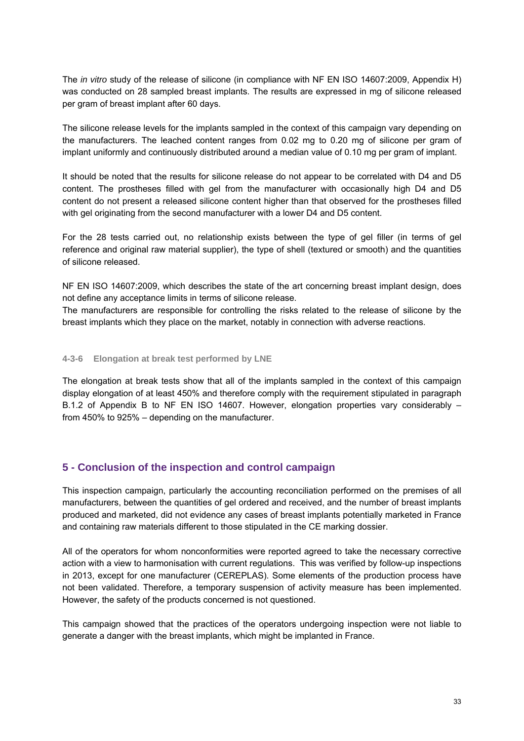The *in vitro* study of the release of silicone (in compliance with NF EN ISO 14607:2009, Appendix H) was conducted on 28 sampled breast implants. The results are expressed in mg of silicone released per gram of breast implant after 60 days.

The silicone release levels for the implants sampled in the context of this campaign vary depending on the manufacturers. The leached content ranges from 0.02 mg to 0.20 mg of silicone per gram of implant uniformly and continuously distributed around a median value of 0.10 mg per gram of implant.

It should be noted that the results for silicone release do not appear to be correlated with D4 and D5 content. The prostheses filled with gel from the manufacturer with occasionally high D4 and D5 content do not present a released silicone content higher than that observed for the prostheses filled with gel originating from the second manufacturer with a lower D4 and D5 content.

For the 28 tests carried out, no relationship exists between the type of gel filler (in terms of gel reference and original raw material supplier), the type of shell (textured or smooth) and the quantities of silicone released.

NF EN ISO 14607:2009, which describes the state of the art concerning breast implant design, does not define any acceptance limits in terms of silicone release.
The manufacturers are responsible for controlling the risks related to the release of silicone by the breast implants which they place on the market, notably in connection with adverse reactions.

#### 4-3-6 Elongation at break test performed by LNE

The elongation at break tests show that all of the implants sampled in the context of this campaign display elongation of at least 450% and therefore comply with the requirement stipulated in paragraph B.1.2 of Appendix B to NF EN ISO 14607. However, elongation properties vary considerably – from 450% to 925% – depending on the manufacturer.

## 5 - Conclusion of the inspection and control campaign

This inspection campaign, particularly the accounting reconciliation performed on the premises of all manufacturers, between the quantities of gel ordered and received, and the number of breast implants produced and marketed, did not evidence any cases of breast implants potentially marketed in France and containing raw materials different to those stipulated in the CE marking dossier.

All of the operators for whom nonconformities were reported agreed to take the necessary corrective action with a view to harmonisation with current regulations. This was verified by follow-up inspections in 2013, except for one manufacturer (CEREPLAS). Some elements of the production process have not been validated. Therefore, a temporary suspension of activity measure has been implemented. However, the safety of the products concerned is not questioned.

This campaign showed that the practices of the operators undergoing inspection were not liable to generate a danger with the breast implants, which might be implanted in France.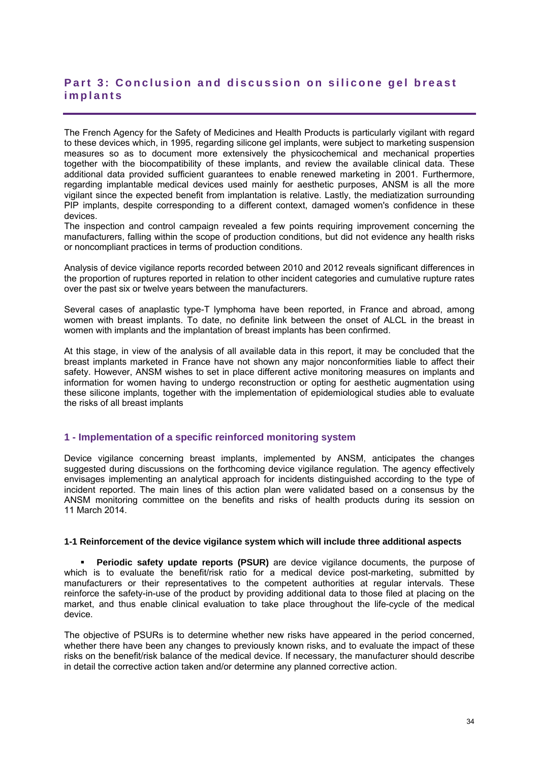## Part 3: Conclusion and discussion on silicone gel breast implants

The French Agency for the Safety of Medicines and Health Products is particularly vigilant with regard to these devices which, in 1995, regarding silicone gel implants, were subject to marketing suspension measures so as to document more extensively the physicochemical and mechanical properties together with the biocompatibility of these implants, and review the available clinical data. These additional data provided sufficient guarantees to enable renewed marketing in 2001. Furthermore, regarding implantable medical devices used mainly for aesthetic purposes, ANSM is all the more vigilant since the expected benefit from implantation is relative. Lastly, the mediatization surrounding PIP implants, despite corresponding to a different context, damaged women's confidence in these devices.
The inspection and control campaign revealed a few points requiring improvement concerning the manufacturers, falling within the scope of production conditions, but did not evidence any health risks or noncompliant practices in terms of production conditions.

Analysis of device vigilance reports recorded between 2010 and 2012 reveals significant differences in the proportion of ruptures reported in relation to other incident categories and cumulative rupture rates over the past six or twelve years between the manufacturers.

Several cases of anaplastic type-T lymphoma have been reported, in France and abroad, among women with breast implants. To date, no definite link between the onset of ALCL in the breast in women with implants and the implantation of breast implants has been confirmed.

At this stage, in view of the analysis of all available data in this report, it may be concluded that the breast implants marketed in France have not shown any major nonconformities liable to affect their safety. However, ANSM wishes to set in place different active monitoring measures on implants and information for women having to undergo reconstruction or opting for aesthetic augmentation using these silicone implants, together with the implementation of epidemiological studies able to evaluate the risks of all breast implants

### 1 - Implementation of a specific reinforced monitoring system

Device vigilance concerning breast implants, implemented by ANSM, anticipates the changes suggested during discussions on the forthcoming device vigilance regulation. The agency effectively envisages implementing an analytical approach for incidents distinguished according to the type of incident reported. The main lines of this action plan were validated based on a consensus by the ANSM monitoring committee on the benefits and risks of health products during its session on 11 March 2014.

#### 1-1 Reinforcement of the device vigilance system which will include three additional aspects

- **Periodic safety update reports (PSUR)** are device vigilance documents, the purpose of which is to evaluate the benefit/risk ratio for a medical device post-marketing, submitted by manufacturers or their representatives to the competent authorities at regular intervals. These reinforce the safety-in-use of the product by providing additional data to those filed at placing on the market, and thus enable clinical evaluation to take place throughout the life-cycle of the medical device.

The objective of PSURs is to determine whether new risks have appeared in the period concerned, whether there have been any changes to previously known risks, and to evaluate the impact of these risks on the benefit/risk balance of the medical device. If necessary, the manufacturer should describe in detail the corrective action taken and/or determine any planned corrective action.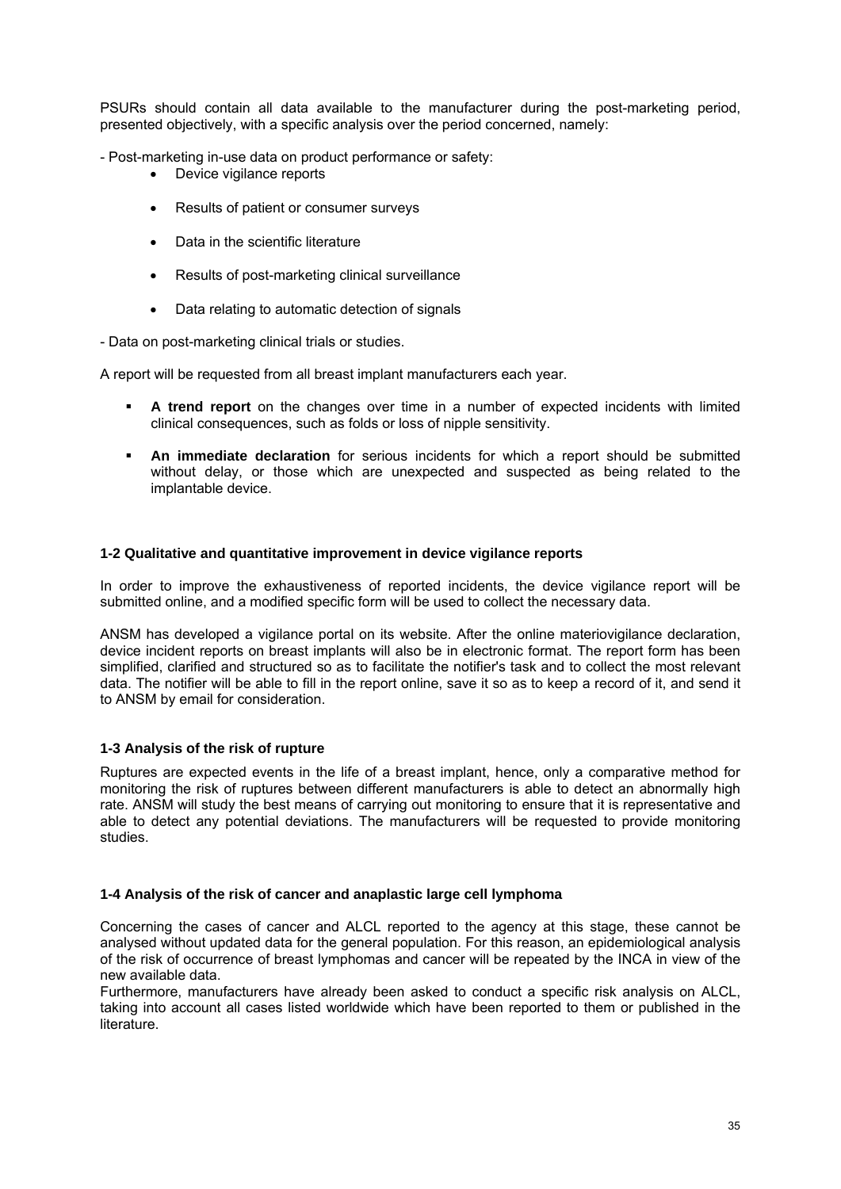PSURs should contain all data available to the manufacturer during the post-marketing period, presented objectively, with a specific analysis over the period concerned, namely:

- Post-marketing in-use data on product performance or safety:
  - Device vigilance reports
  - Results of patient or consumer surveys
  - Data in the scientific literature
  - Results of post-marketing clinical surveillance
  - Data relating to automatic detection of signals
- Data on post-marketing clinical trials or studies.

A report will be requested from all breast implant manufacturers each year.

- **A trend report** on the changes over time in a number of expected incidents with limited clinical consequences, such as folds or loss of nipple sensitivity.
- **An immediate declaration** for serious incidents for which a report should be submitted without delay, or those which are unexpected and suspected as being related to the implantable device.

#### 1-2 Qualitative and quantitative improvement in device vigilance reports

In order to improve the exhaustiveness of reported incidents, the device vigilance report will be submitted online, and a modified specific form will be used to collect the necessary data.

ANSM has developed a vigilance portal on its website. After the online materiovigilance declaration, device incident reports on breast implants will also be in electronic format. The report form has been simplified, clarified and structured so as to facilitate the notifier's task and to collect the most relevant data. The notifier will be able to fill in the report online, save it so as to keep a record of it, and send it to ANSM by email for consideration.

#### 1-3 Analysis of the risk of rupture

Ruptures are expected events in the life of a breast implant, hence, only a comparative method for monitoring the risk of ruptures between different manufacturers is able to detect an abnormally high rate. ANSM will study the best means of carrying out monitoring to ensure that it is representative and able to detect any potential deviations. The manufacturers will be requested to provide monitoring studies.

#### 1-4 Analysis of the risk of cancer and anaplastic large cell lymphoma

Concerning the cases of cancer and ALCL reported to the agency at this stage, these cannot be analysed without updated data for the general population. For this reason, an epidemiological analysis of the risk of occurrence of breast lymphomas and cancer will be repeated by the INCA in view of the new available data.

Furthermore, manufacturers have already been asked to conduct a specific risk analysis on ALCL, taking into account all cases listed worldwide which have been reported to them or published in the literature.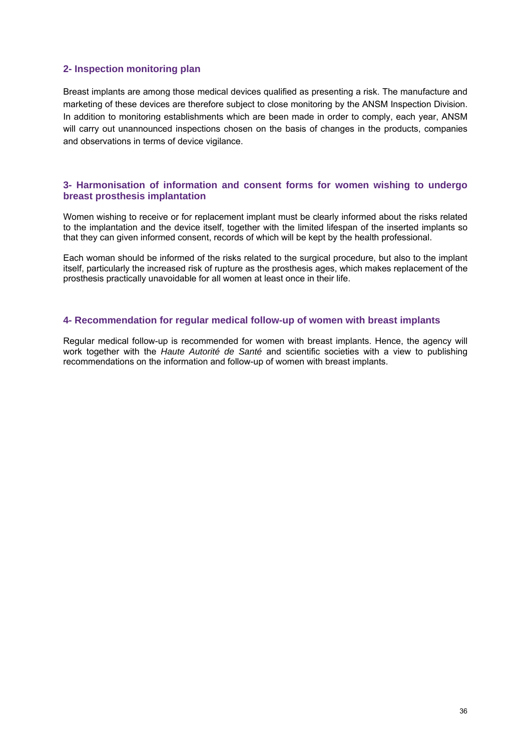## 2- Inspection monitoring plan

Breast implants are among those medical devices qualified as presenting a risk. The manufacture and marketing of these devices are therefore subject to close monitoring by the ANSM Inspection Division. In addition to monitoring establishments which are been made in order to comply, each year, ANSM will carry out unannounced inspections chosen on the basis of changes in the products, companies and observations in terms of device vigilance.

## 3- Harmonisation of information and consent forms for women wishing to undergo breast prosthesis implantation

Women wishing to receive or for replacement implant must be clearly informed about the risks related to the implantation and the device itself, together with the limited lifespan of the inserted implants so that they can given informed consent, records of which will be kept by the health professional.

Each woman should be informed of the risks related to the surgical procedure, but also to the implant itself, particularly the increased risk of rupture as the prosthesis ages, which makes replacement of the prosthesis practically unavoidable for all women at least once in their life.

## 4- Recommendation for regular medical follow-up of women with breast implants

Regular medical follow-up is recommended for women with breast implants. Hence, the agency will work together with the *Haute Autorité de Santé* and scientific societies with a view to publishing recommendations on the information and follow-up of women with breast implants.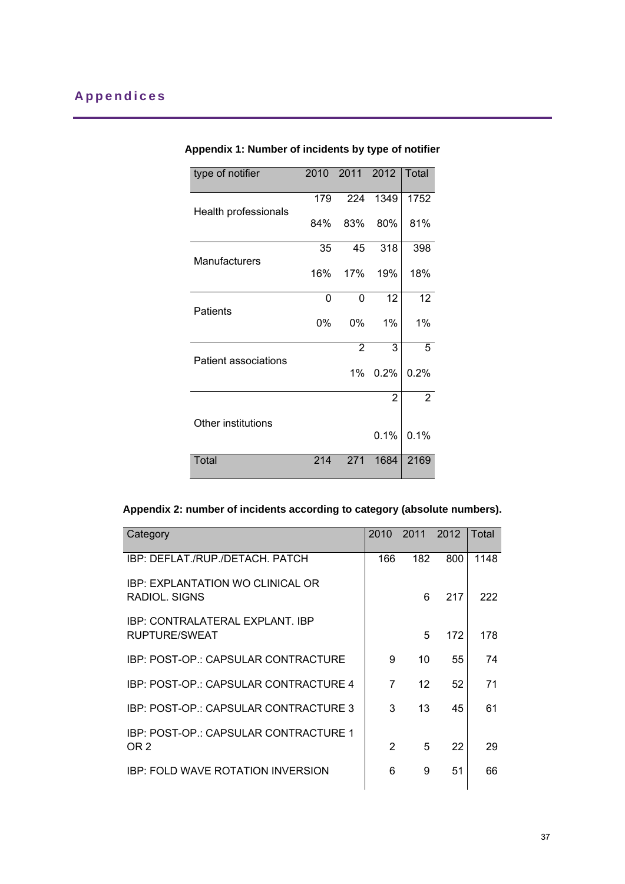## Appendices

**Appendix 1: Number of incidents by type of notifier**

| type of notifier | 2010 | 2011 | 2012 | Total |
|---|---|---|---|---|
| Health professionals | 179 | 224 | 1349 | 1752 |
| | 84% | 83% | 80% | 81% |
| Manufacturers | 35 | 45 | 318 | 398 |
| | 16% | 17% | 19% | 18% |
| Patients | 0 | 0 | 12 | 12 |
| | 0% | 0% | 1% | 1% |
| Patient associations | | 2 | 3 | 5 |
| | | 1% | 0.2% | 0.2% |
| Other institutions | | | 2 | 2 |
| | | | 0.1% | 0.1% |
| Total | 214 | 271 | 1684 | 2169 |

**Appendix 2: number of incidents according to category (absolute numbers).**

| Category | 2010 | 2011 | 2012 | Total |
|---|---|---|---|---|
| IBP: DEFLAT./RUP./DETACH. PATCH | 166 | 182 | 800 | 1148 |
| IBP: EXPLANTATION WO CLINICAL OR RADIOL. SIGNS | | 6 | 217 | 222 |
| IBP: CONTRALATERAL EXPLANT. IBP RUPTURE/SWEAT | | 5 | 172 | 178 |
| IBP: POST-OP.: CAPSULAR CONTRACTURE | 9 | 10 | 55 | 74 |
| IBP: POST-OP.: CAPSULAR CONTRACTURE 4 | 7 | 12 | 52 | 71 |
| IBP: POST-OP.: CAPSULAR CONTRACTURE 3 | 3 | 13 | 45 | 61 |
| IBP: POST-OP.: CAPSULAR CONTRACTURE 1 OR 2 | 2 | 5 | 22 | 29 |
| IBP: FOLD WAVE ROTATION INVERSION | 6 | 9 | 51 | 66 |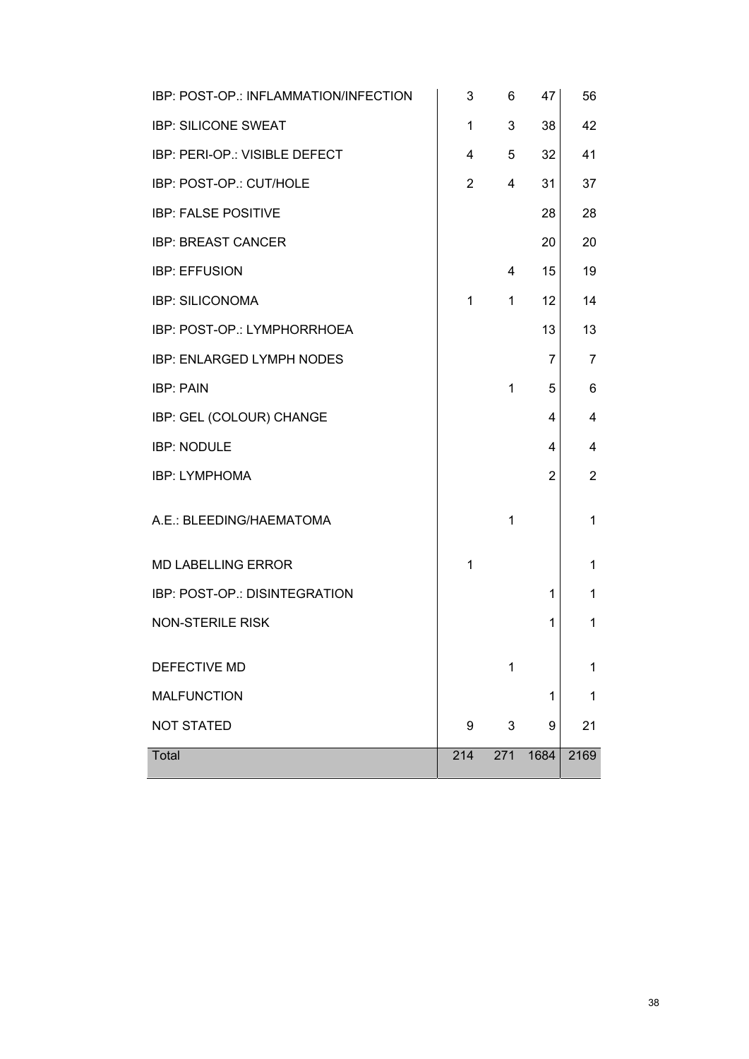| | | | | |
|---|---|---|---|---|
| IBP: POST-OP.: INFLAMMATION/INFECTION | 3 | 6 | 47 | 56 |
| IBP: SILICONE SWEAT | 1 | 3 | 38 | 42 |
| IBP: PERI-OP.: VISIBLE DEFECT | 4 | 5 | 32 | 41 |
| IBP: POST-OP.: CUT/HOLE | 2 | 4 | 31 | 37 |
| IBP: FALSE POSITIVE | | | 28 | 28 |
| IBP: BREAST CANCER | | | 20 | 20 |
| IBP: EFFUSION | | 4 | 15 | 19 |
| IBP: SILICONOMA | 1 | 1 | 12 | 14 |
| IBP: POST-OP.: LYMPHORRHOEA | | | 13 | 13 |
| IBP: ENLARGED LYMPH NODES | | | 7 | 7 |
| IBP: PAIN | | 1 | 5 | 6 |
| IBP: GEL (COLOUR) CHANGE | | | 4 | 4 |
| IBP: NODULE | | | 4 | 4 |
| IBP: LYMPHOMA | | | 2 | 2 |
| A.E.: BLEEDING/HAEMATOMA | | 1 | | 1 |
| MD LABELLING ERROR | 1 | | | 1 |
| IBP: POST-OP.: DISINTEGRATION | | | 1 | 1 |
| NON-STERILE RISK | | | 1 | 1 |
| DEFECTIVE MD | | 1 | | 1 |
| MALFUNCTION | | | 1 | 1 |
| NOT STATED | 9 | 3 | 9 | 21 |
| Total | 214 | 271 | 1684 | 2169 |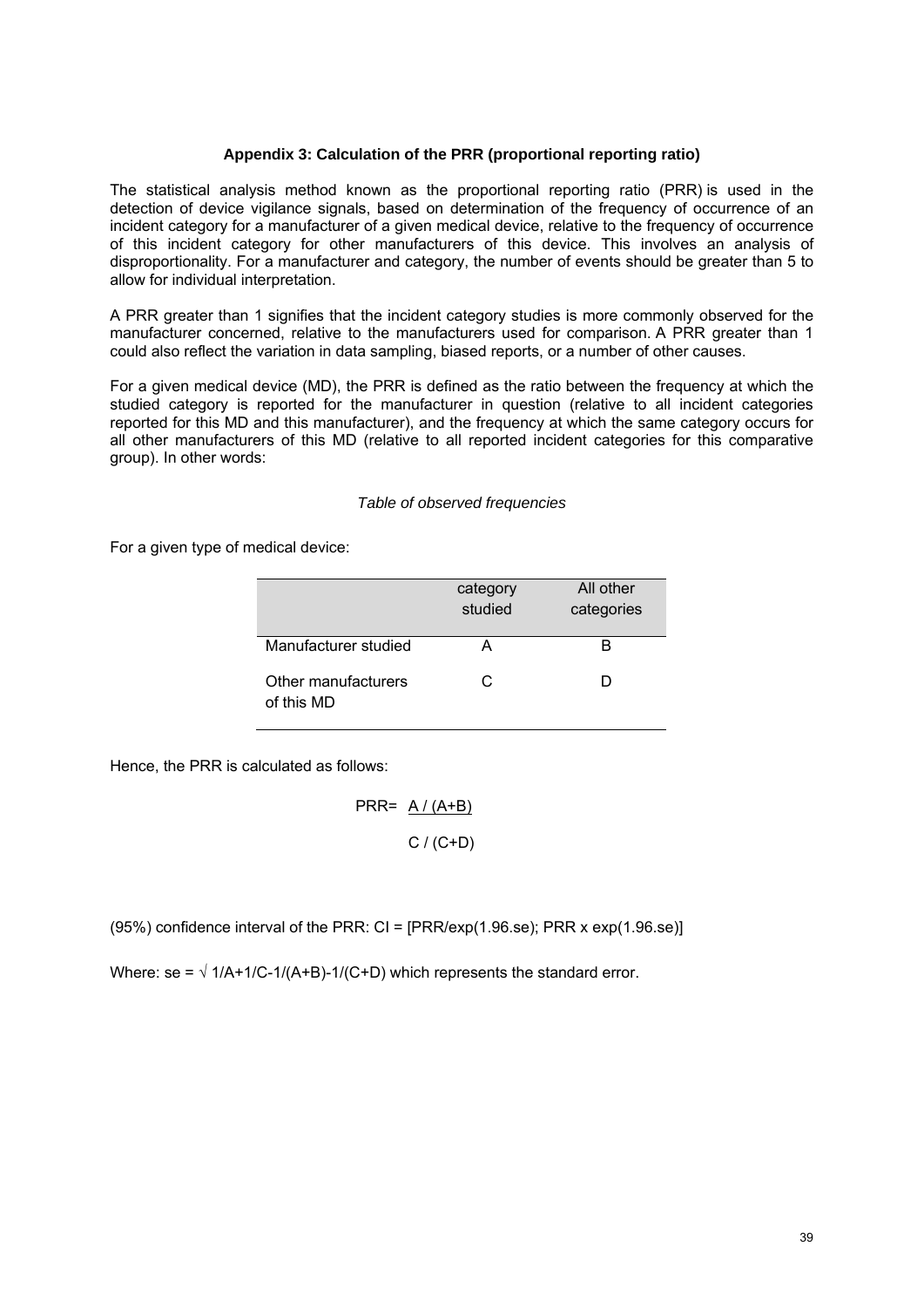### Appendix 3: Calculation of the PRR (proportional reporting ratio)

The statistical analysis method known as the proportional reporting ratio (PRR) is used in the detection of device vigilance signals, based on determination of the frequency of occurrence of an incident category for a manufacturer of a given medical device, relative to the frequency of occurrence of this incident category for other manufacturers of this device. This involves an analysis of disproportionality. For a manufacturer and category, the number of events should be greater than 5 to allow for individual interpretation.

A PRR greater than 1 signifies that the incident category studies is more commonly observed for the manufacturer concerned, relative to the manufacturers used for comparison. A PRR greater than 1 could also reflect the variation in data sampling, biased reports, or a number of other causes.

For a given medical device (MD), the PRR is defined as the ratio between the frequency at which the studied category is reported for the manufacturer in question (relative to all incident categories reported for this MD and this manufacturer), and the frequency at which the same category occurs for all other manufacturers of this MD (relative to all reported incident categories for this comparative group). In other words:

*Table of observed frequencies*

For a given type of medical device:

| | category studied | All other categories |
|---|---|---|
| Manufacturer studied | A | B |
| Other manufacturers of this MD | C | D |

Hence, the PRR is calculated as follows:

$$PRR = \frac{A / (A+B)}{C / (C+D)}$$

(95%) confidence interval of the PRR: CI = [PRR/exp(1.96.se); PRR x exp(1.96.se)]

Where: $se = \sqrt{1/A + 1/C - 1/(A+B) - 1/(C+D)}$ which represents the standard error.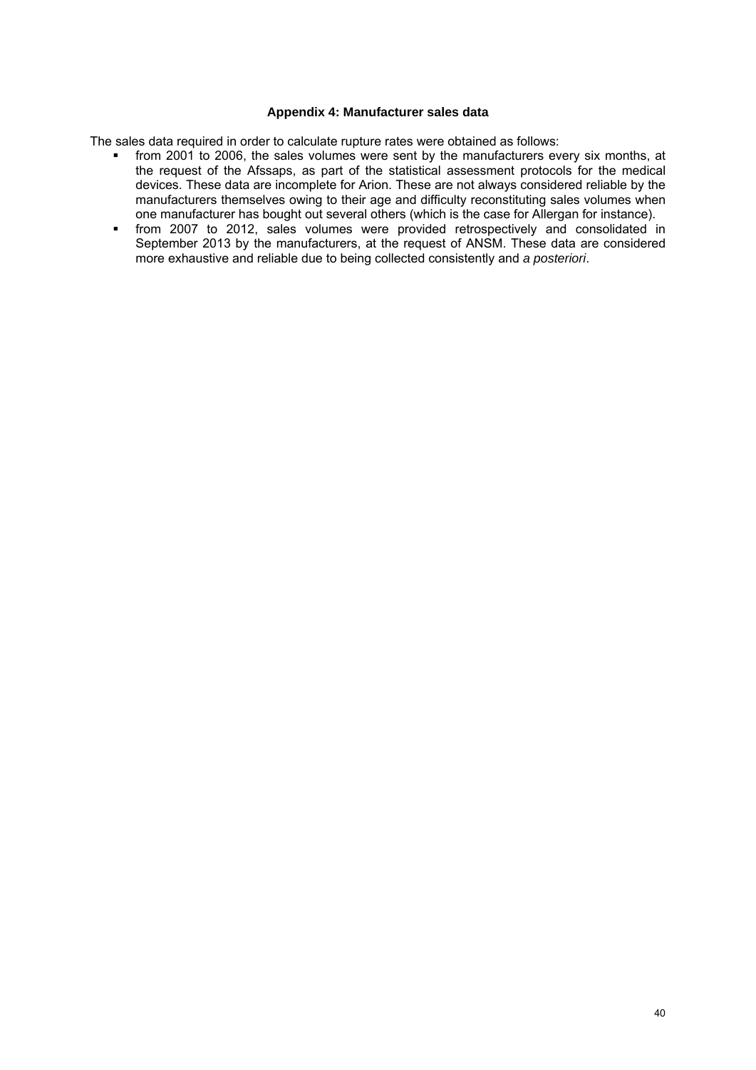## Appendix 4: Manufacturer sales data

The sales data required in order to calculate rupture rates were obtained as follows:

- from 2001 to 2006, the sales volumes were sent by the manufacturers every six months, at the request of the Afssaps, as part of the statistical assessment protocols for the medical devices. These data are incomplete for Arion. These are not always considered reliable by the manufacturers themselves owing to their age and difficulty reconstituting sales volumes when one manufacturer has bought out several others (which is the case for Allergan for instance).
- from 2007 to 2012, sales volumes were provided retrospectively and consolidated in September 2013 by the manufacturers, at the request of ANSM. These data are considered more exhaustive and reliable due to being collected consistently and *a posteriori*.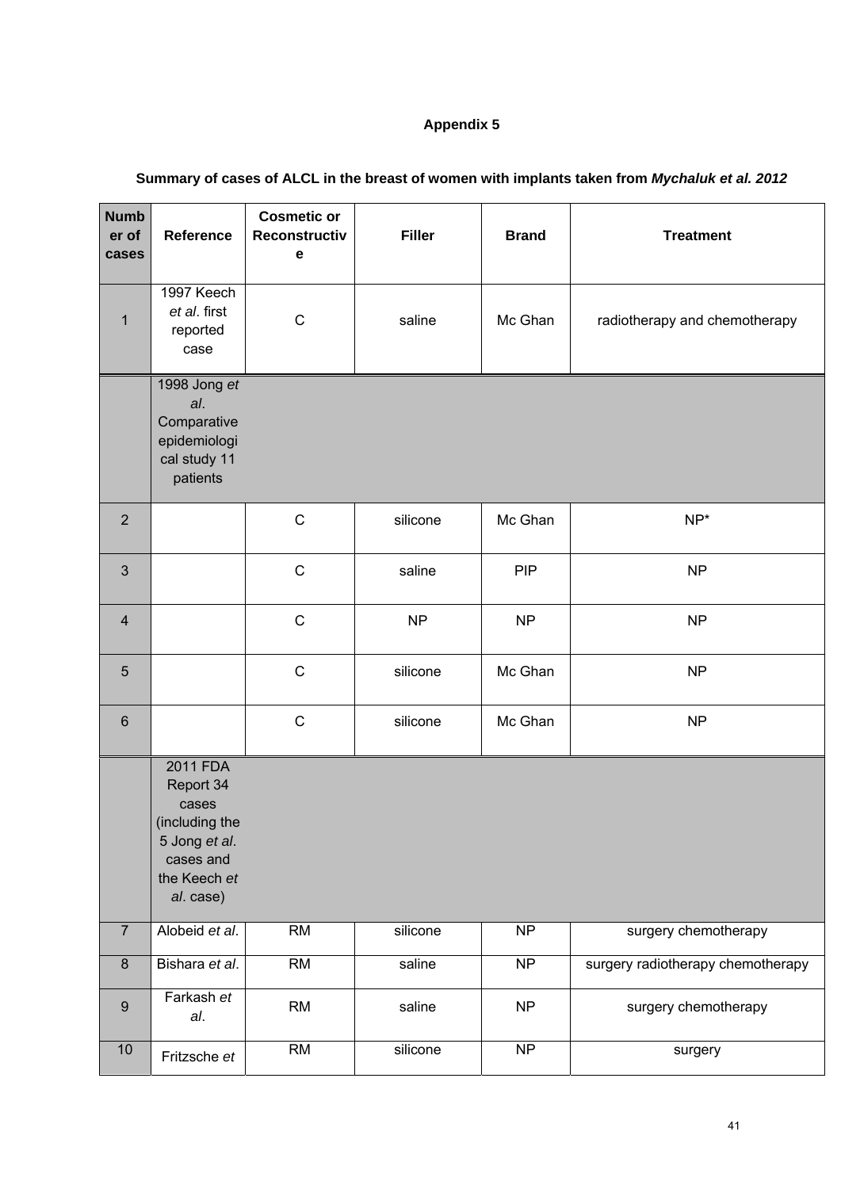**Appendix 5**

**Summary of cases of ALCL in the breast of women with implants taken from *Mychaluk et al. 2012***

| Number of cases | Reference | Cosmetic or Reconstructive | Filler | Brand | Treatment |
|---|---|---|---|---|---|
| 1 | 1997 Keech *et al*. first reported case | C | saline | Mc Ghan | radiotherapy and chemotherapy |
| | 1998 Jong *et al*. Comparative epidemiological study 11 patients | | | | |
| 2 | | C | silicone | Mc Ghan | NP* |
| 3 | | C | saline | PIP | NP |
| 4 | | C | NP | NP | NP |
| 5 | | C | silicone | Mc Ghan | NP |
| 6 | | C | silicone | Mc Ghan | NP |
| | 2011 FDA Report 34 cases (including the 5 Jong *et al*. cases and the Keech *et al*. case) | | | | |
| 7 | Alobeid *et al*. | RM | silicone | NP | surgery chemotherapy |
| 8 | Bishara *et al*. | RM | saline | NP | surgery radiotherapy chemotherapy |
| 9 | Farkash *et al*. | RM | saline | NP | surgery chemotherapy |
| 10 | Fritzsche *et* | RM | silicone | NP | surgery |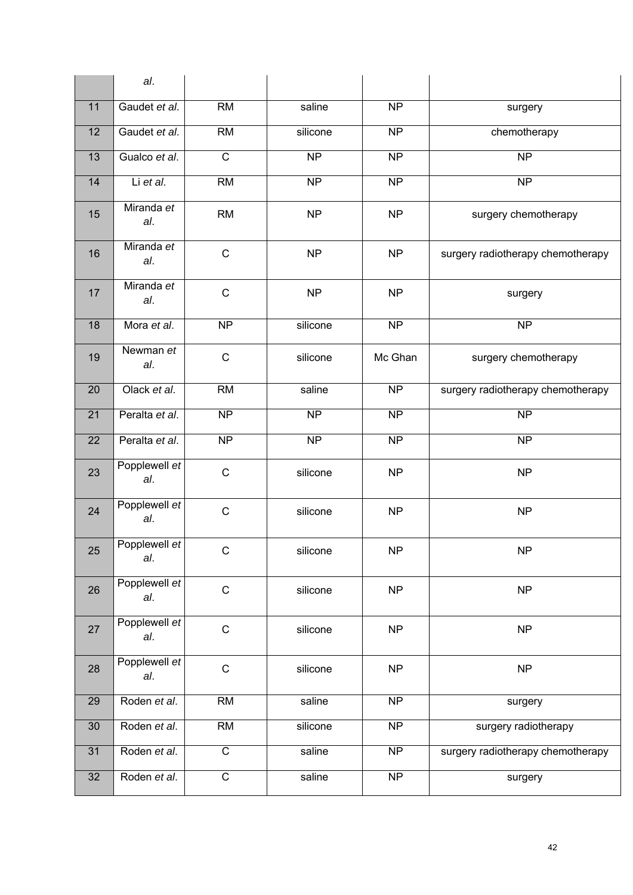|  | al. |  |  |  |  |
|---|---|---|---|---|---|
| 11 | Gaudet *et al*. | RM | saline | NP | surgery |
| 12 | Gaudet *et al*. | RM | silicone | NP | chemotherapy |
| 13 | Gualco *et al*. | C | NP | NP | NP |
| 14 | Li *et al.* | RM | NP | NP | NP |
| 15 | Miranda *et al*. | RM | NP | NP | surgery chemotherapy |
| 16 | Miranda *et al*. | C | NP | NP | surgery radiotherapy chemotherapy |
| 17 | Miranda *et al*. | C | NP | NP | surgery |
| 18 | Mora *et al*. | NP | silicone | NP | NP |
| 19 | Newman *et al*. | C | silicone | Mc Ghan | surgery chemotherapy |
| 20 | Olack *et al*. | RM | saline | NP | surgery radiotherapy chemotherapy |
| 21 | Peralta *et al*. | NP | NP | NP | NP |
| 22 | Peralta *et al*. | NP | NP | NP | NP |
| 23 | Popplewell *et al*. | C | silicone | NP | NP |
| 24 | Popplewell *et al*. | C | silicone | NP | NP |
| 25 | Popplewell *et al*. | C | silicone | NP | NP |
| 26 | Popplewell *et al*. | C | silicone | NP | NP |
| 27 | Popplewell *et al*. | C | silicone | NP | NP |
| 28 | Popplewell *et al*. | C | silicone | NP | NP |
| 29 | Roden *et al*. | RM | saline | NP | surgery |
| 30 | Roden *et al*. | RM | silicone | NP | surgery radiotherapy |
| 31 | Roden *et al*. | C | saline | NP | surgery radiotherapy chemotherapy |
| 32 | Roden *et al*. | C | saline | NP | surgery |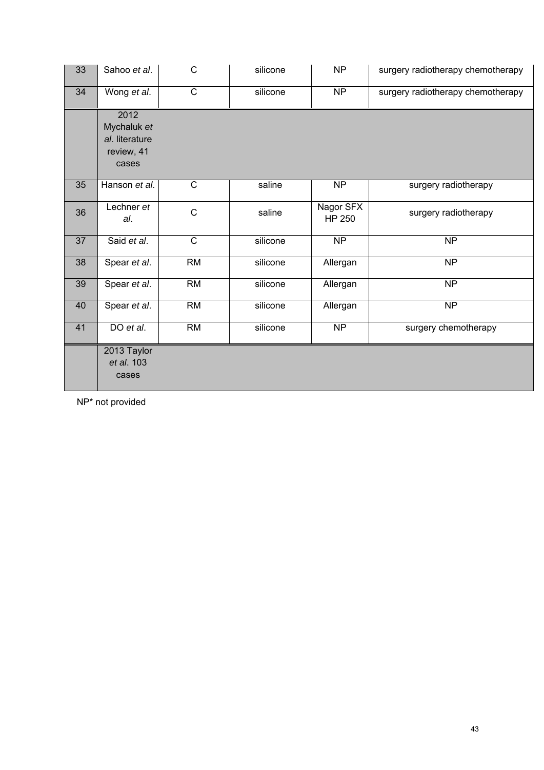| 33 | Sahoo *et al*. | C | silicone | NP | surgery radiotherapy chemotherapy |
|---|---|---|---|---|---|
| 34 | Wong *et al*. | C | silicone | NP | surgery radiotherapy chemotherapy |
| | 2012 Mychaluk *et al*. literature review, 41 cases | | | | |
| 35 | Hanson *et al*. | C | saline | NP | surgery radiotherapy |
| 36 | Lechner *et al*. | C | saline | Nagor SFX HP 250 | surgery radiotherapy |
| 37 | Said *et al*. | C | silicone | NP | NP |
| 38 | Spear *et al*. | RM | silicone | Allergan | NP |
| 39 | Spear *et al*. | RM | silicone | Allergan | NP |
| 40 | Spear *et al*. | RM | silicone | Allergan | NP |
| 41 | DO *et al*. | RM | silicone | NP | surgery chemotherapy |
| | 2013 Taylor *et al*. 103 cases | | | | |

NP* not provided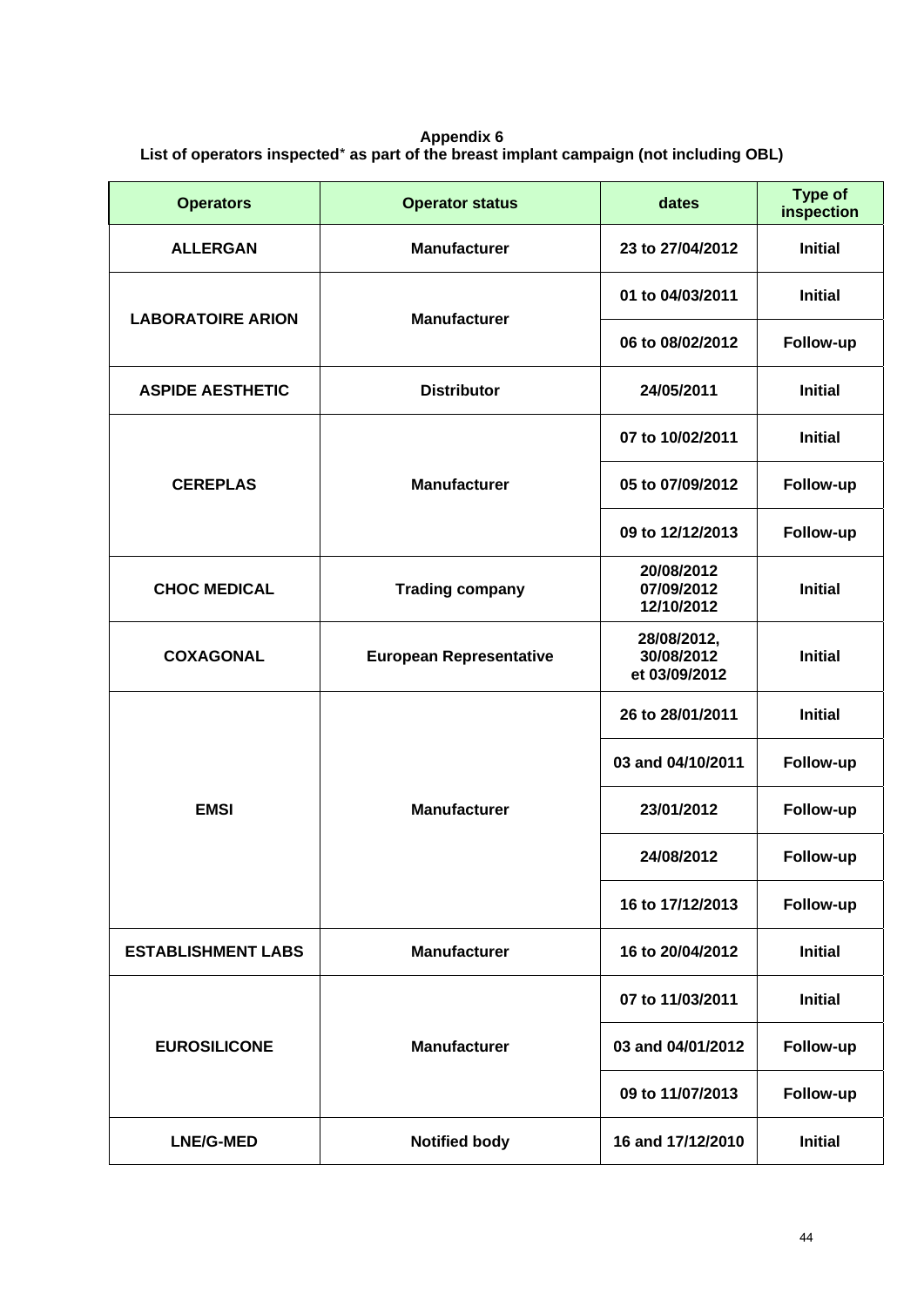**Appendix 6**
**List of operators inspected* as part of the breast implant campaign (not including OBL)**

| Operators | Operator status | dates | Type of inspection |
|---|---|---|---|
| ALLERGAN | Manufacturer | 23 to 27/04/2012 | Initial |
| LABORATOIRE ARION | Manufacturer | 01 to 04/03/2011 | Initial |
| | | 06 to 08/02/2012 | Follow-up |
| ASPIDE AESTHETIC | Distributor | 24/05/2011 | Initial |
| CEREPLAS | Manufacturer | 07 to 10/02/2011 | Initial |
| | | 05 to 07/09/2012 | Follow-up |
| | | 09 to 12/12/2013 | Follow-up |
| CHOC MEDICAL | Trading company | 20/08/2012 07/09/2012 12/10/2012 | Initial |
| COXAGONAL | European Representative | 28/08/2012, 30/08/2012 et 03/09/2012 | Initial |
| EMSI | Manufacturer | 26 to 28/01/2011 | Initial |
| | | 03 and 04/10/2011 | Follow-up |
| | | 23/01/2012 | Follow-up |
| | | 24/08/2012 | Follow-up |
| | | 16 to 17/12/2013 | Follow-up |
| ESTABLISHMENT LABS | Manufacturer | 16 to 20/04/2012 | Initial |
| EUROSILICONE | Manufacturer | 07 to 11/03/2011 | Initial |
| | | 03 and 04/01/2012 | Follow-up |
| | | 09 to 11/07/2013 | Follow-up |
| LNE/G-MED | Notified body | 16 and 17/12/2010 | Initial |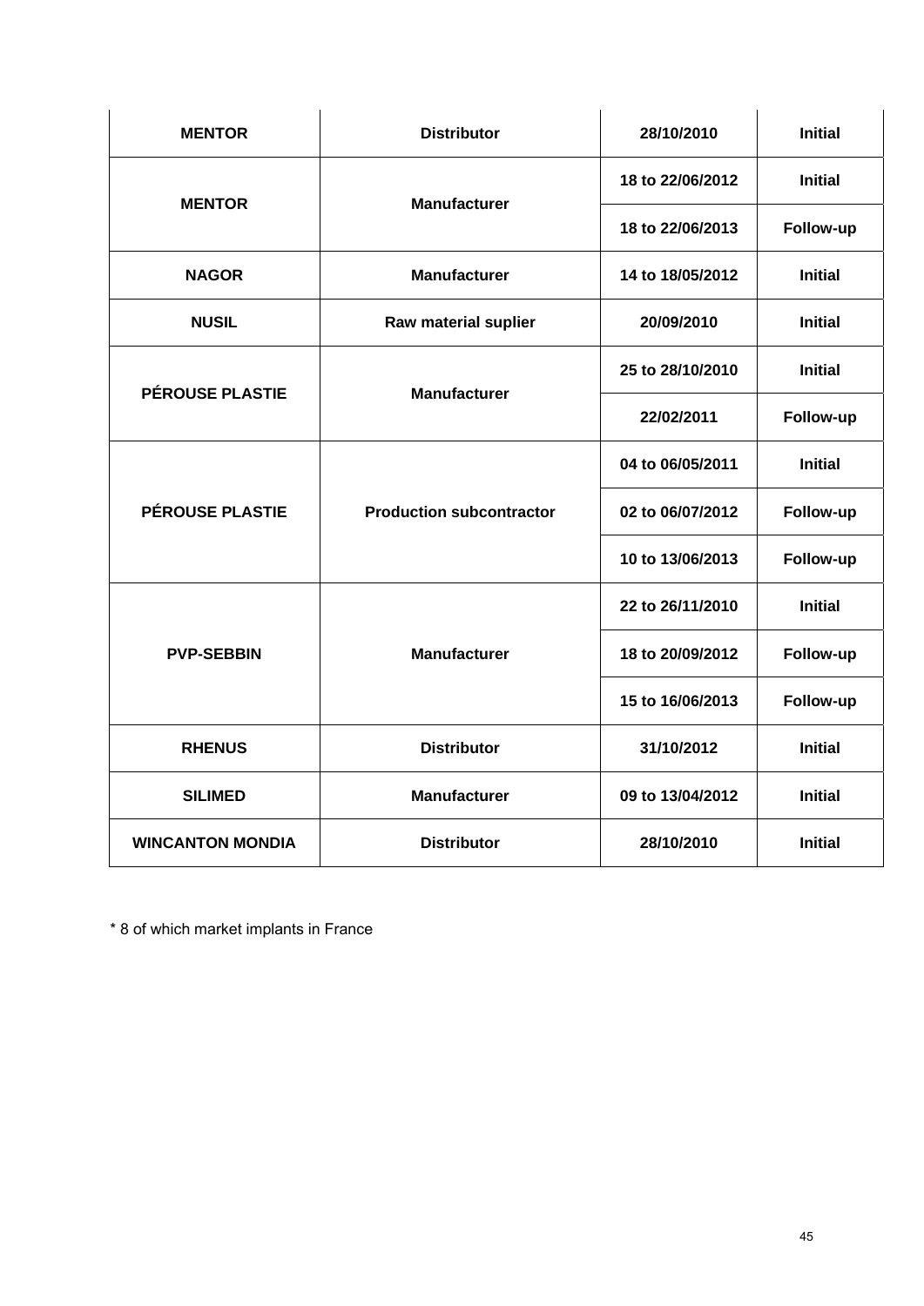| | | | |
|---|---|---|---|
| **MENTOR** | **Distributor** | **28/10/2010** | **Initial** |
| **MENTOR** | **Manufacturer** | **18 to 22/06/2012** | **Initial** |
| | | **18 to 22/06/2013** | **Follow-up** |
| **NAGOR** | **Manufacturer** | **14 to 18/05/2012** | **Initial** |
| **NUSIL** | **Raw material suplier** | **20/09/2010** | **Initial** |
| **PÉROUSE PLASTIE** | **Manufacturer** | **25 to 28/10/2010** | **Initial** |
| | | **22/02/2011** | **Follow-up** |
| **PÉROUSE PLASTIE** | **Production subcontractor** | **04 to 06/05/2011** | **Initial** |
| | | **02 to 06/07/2012** | **Follow-up** |
| | | **10 to 13/06/2013** | **Follow-up** |
| **PVP-SEBBIN** | **Manufacturer** | **22 to 26/11/2010** | **Initial** |
| | | **18 to 20/09/2012** | **Follow-up** |
| | | **15 to 16/06/2013** | **Follow-up** |
| **RHENUS** | **Distributor** | **31/10/2012** | **Initial** |
| **SILIMED** | **Manufacturer** | **09 to 13/04/2012** | **Initial** |
| **WINCANTON MONDIA** | **Distributor** | **28/10/2010** | **Initial** |

* 8 of which market implants in France